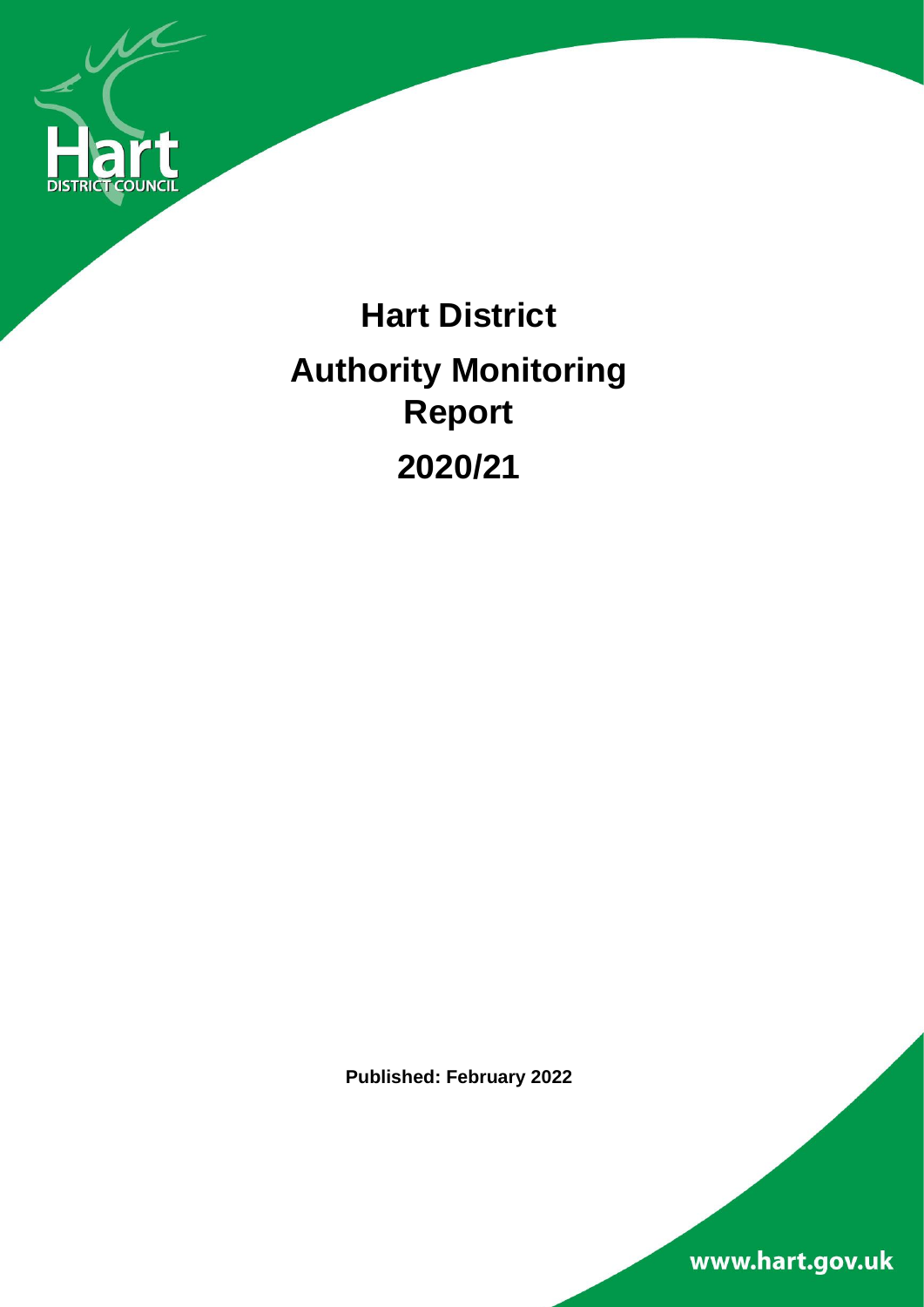Hart District Council

# Hart District

# Authority Monitoring Report

# 2020/21

**Published: February 2022**

www.hart.gov.uk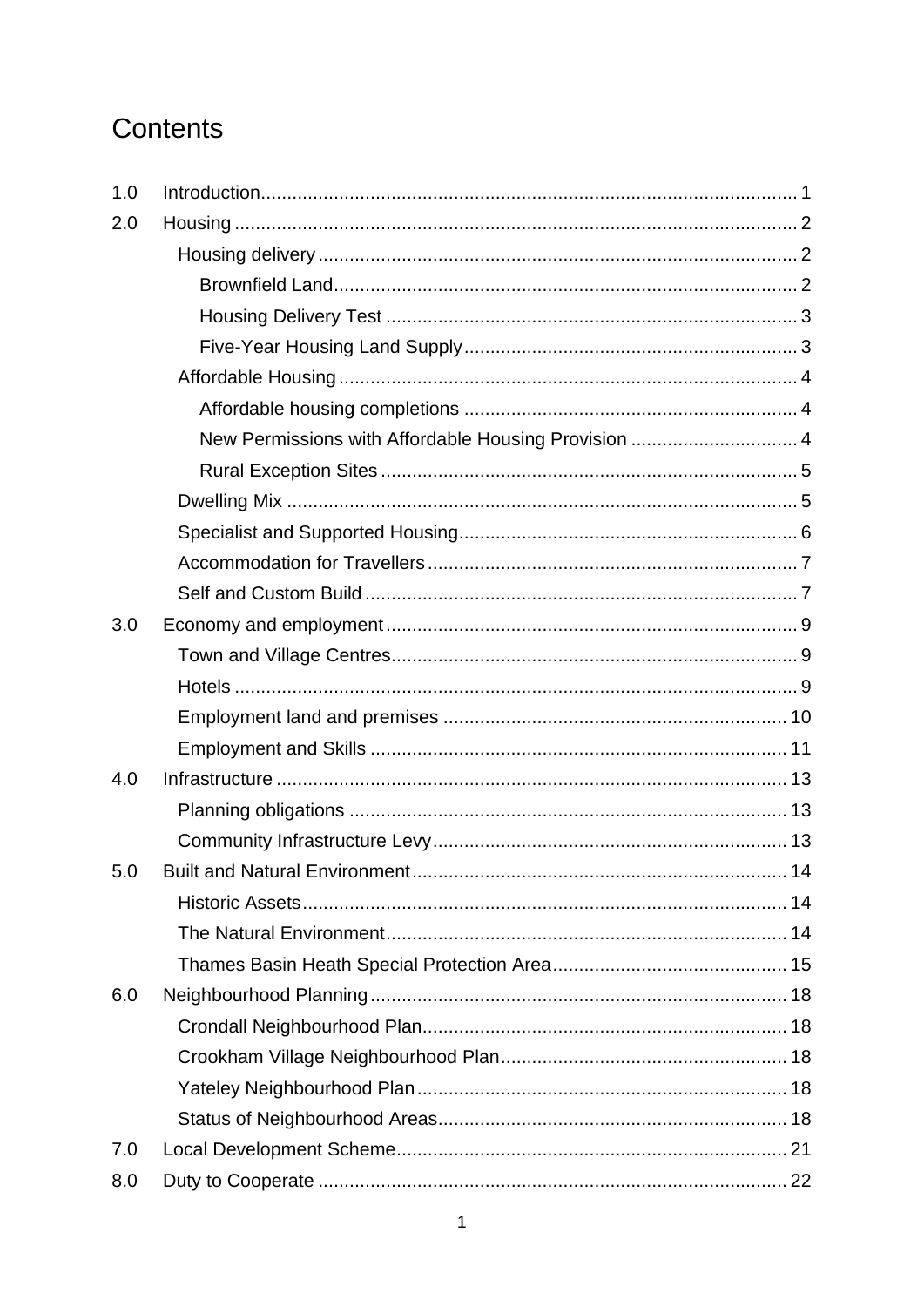# Contents

- 1.0 Introduction ..... 1
- 2.0 Housing ..... 2
  - Housing delivery ..... 2
    - Brownfield Land ..... 2
    - Housing Delivery Test ..... 3
    - Five-Year Housing Land Supply ..... 3
  - Affordable Housing ..... 4
    - Affordable housing completions ..... 4
    - New Permissions with Affordable Housing Provision ..... 4
    - Rural Exception Sites ..... 5
  - Dwelling Mix ..... 5
  - Specialist and Supported Housing ..... 6
  - Accommodation for Travellers ..... 7
  - Self and Custom Build ..... 7
- 3.0 Economy and employment ..... 9
  - Town and Village Centres ..... 9
  - Hotels ..... 9
  - Employment land and premises ..... 10
  - Employment and Skills ..... 11
- 4.0 Infrastructure ..... 13
  - Planning obligations ..... 13
  - Community Infrastructure Levy ..... 13
- 5.0 Built and Natural Environment ..... 14
  - Historic Assets ..... 14
  - The Natural Environment ..... 14
  - Thames Basin Heath Special Protection Area ..... 15
- 6.0 Neighbourhood Planning ..... 18
  - Crondall Neighbourhood Plan ..... 18
  - Crookham Village Neighbourhood Plan ..... 18
  - Yateley Neighbourhood Plan ..... 18
  - Status of Neighbourhood Areas ..... 18
- 7.0 Local Development Scheme ..... 21
- 8.0 Duty to Cooperate ..... 22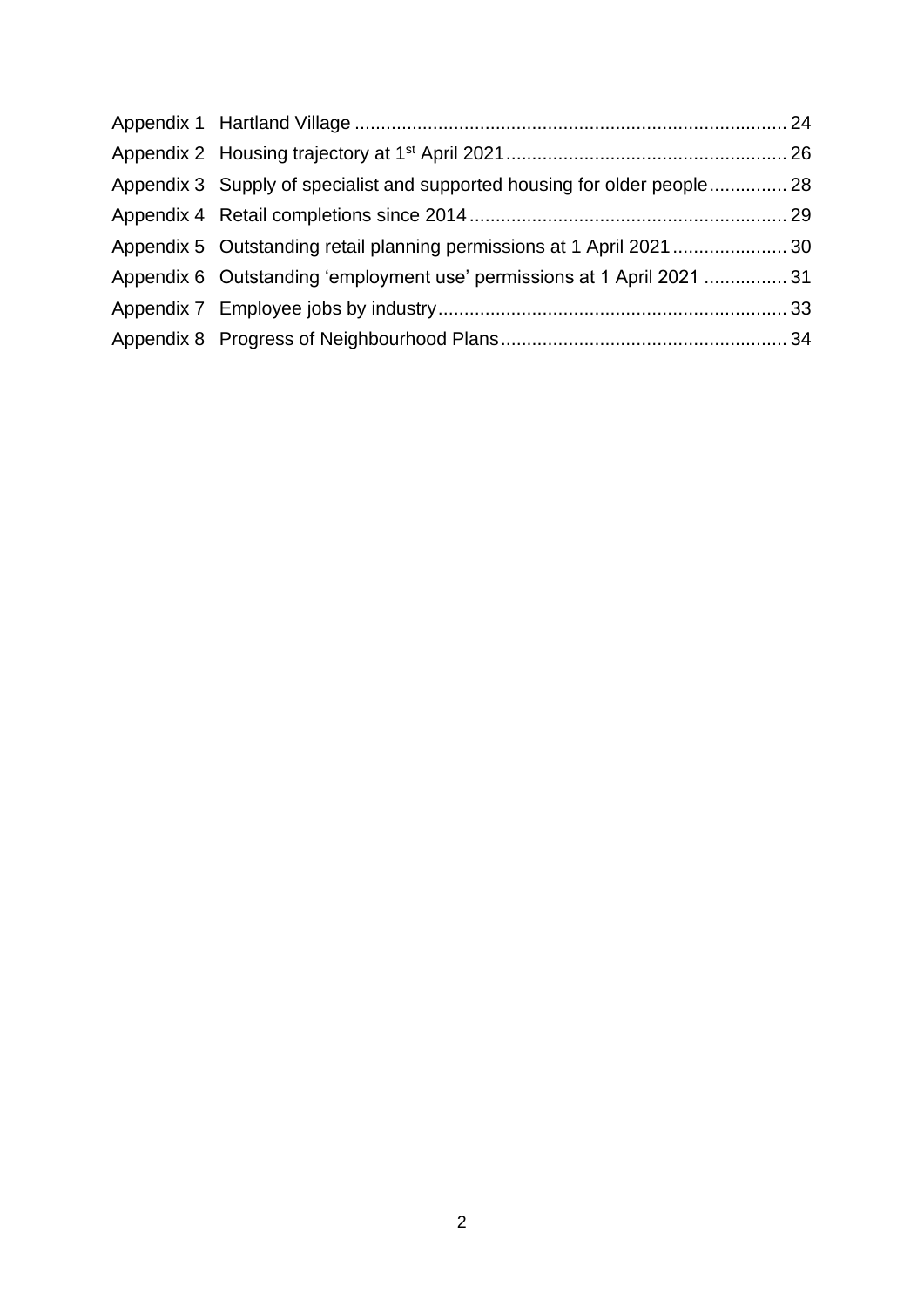Appendix 1 Hartland Village .................................................................................. 24
Appendix 2 Housing trajectory at 1st April 2021 ..................................................... 26
Appendix 3 Supply of specialist and supported housing for older people .............. 28
Appendix 4 Retail completions since 2014 ............................................................ 29
Appendix 5 Outstanding retail planning permissions at 1 April 2021 ...................... 30
Appendix 6 Outstanding 'employment use' permissions at 1 April 2021 ................ 31
Appendix 7 Employee jobs by industry ................................................................... 33
Appendix 8 Progress of Neighbourhood Plans ....................................................... 34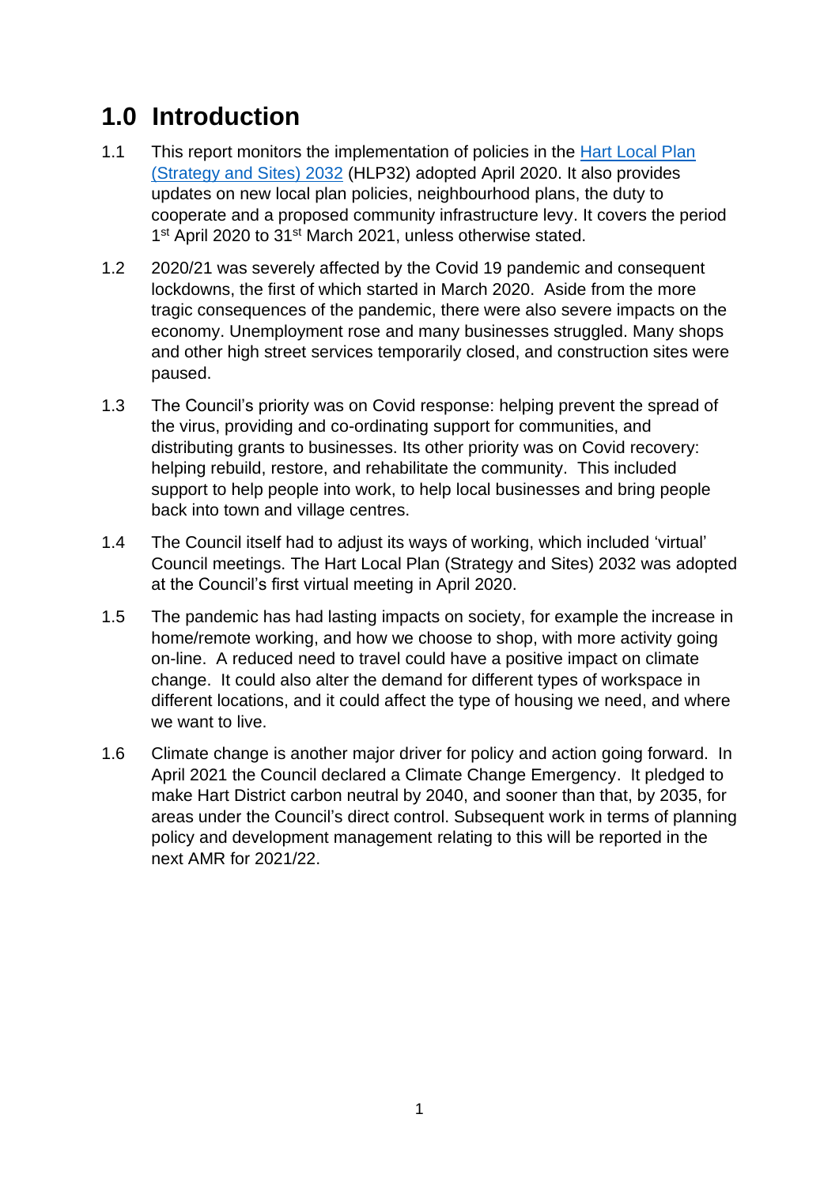# 1.0 Introduction

1.1 This report monitors the implementation of policies in the Hart Local Plan (Strategy and Sites) 2032 (HLP32) adopted April 2020. It also provides updates on new local plan policies, neighbourhood plans, the duty to cooperate and a proposed community infrastructure levy. It covers the period 1st April 2020 to 31st March 2021, unless otherwise stated.

1.2 2020/21 was severely affected by the Covid 19 pandemic and consequent lockdowns, the first of which started in March 2020. Aside from the more tragic consequences of the pandemic, there were also severe impacts on the economy. Unemployment rose and many businesses struggled. Many shops and other high street services temporarily closed, and construction sites were paused.

1.3 The Council's priority was on Covid response: helping prevent the spread of the virus, providing and co-ordinating support for communities, and distributing grants to businesses. Its other priority was on Covid recovery: helping rebuild, restore, and rehabilitate the community. This included support to help people into work, to help local businesses and bring people back into town and village centres.

1.4 The Council itself had to adjust its ways of working, which included 'virtual' Council meetings. The Hart Local Plan (Strategy and Sites) 2032 was adopted at the Council's first virtual meeting in April 2020.

1.5 The pandemic has had lasting impacts on society, for example the increase in home/remote working, and how we choose to shop, with more activity going on-line. A reduced need to travel could have a positive impact on climate change. It could also alter the demand for different types of workspace in different locations, and it could affect the type of housing we need, and where we want to live.

1.6 Climate change is another major driver for policy and action going forward. In April 2021 the Council declared a Climate Change Emergency. It pledged to make Hart District carbon neutral by 2040, and sooner than that, by 2035, for areas under the Council's direct control. Subsequent work in terms of planning policy and development management relating to this will be reported in the next AMR for 2021/22.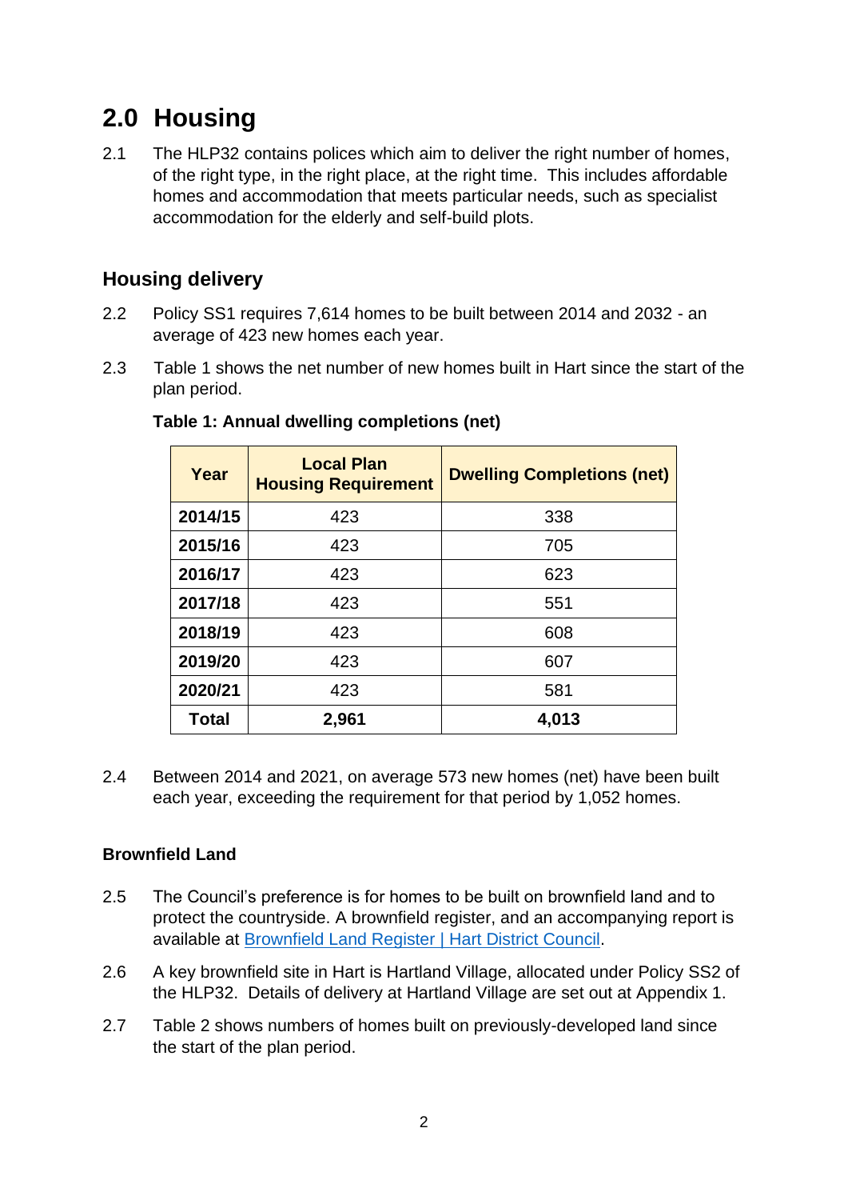## 2.0 Housing

2.1 The HLP32 contains polices which aim to deliver the right number of homes, of the right type, in the right place, at the right time. This includes affordable homes and accommodation that meets particular needs, such as specialist accommodation for the elderly and self-build plots.

### Housing delivery

2.2 Policy SS1 requires 7,614 homes to be built between 2014 and 2032 - an average of 423 new homes each year.

2.3 Table 1 shows the net number of new homes built in Hart since the start of the plan period.

**Table 1: Annual dwelling completions (net)**

| Year | Local Plan Housing Requirement | Dwelling Completions (net) |
|---|---|---|
| **2014/15** | 423 | 338 |
| **2015/16** | 423 | 705 |
| **2016/17** | 423 | 623 |
| **2017/18** | 423 | 551 |
| **2018/19** | 423 | 608 |
| **2019/20** | 423 | 607 |
| **2020/21** | 423 | 581 |
| **Total** | **2,961** | **4,013** |

2.4 Between 2014 and 2021, on average 573 new homes (net) have been built each year, exceeding the requirement for that period by 1,052 homes.

#### Brownfield Land

2.5 The Council's preference is for homes to be built on brownfield land and to protect the countryside. A brownfield register, and an accompanying report is available at [Brownfield Land Register | Hart District Council](Brownfield Land Register | Hart District Council).

2.6 A key brownfield site in Hart is Hartland Village, allocated under Policy SS2 of the HLP32. Details of delivery at Hartland Village are set out at Appendix 1.

2.7 Table 2 shows numbers of homes built on previously-developed land since the start of the plan period.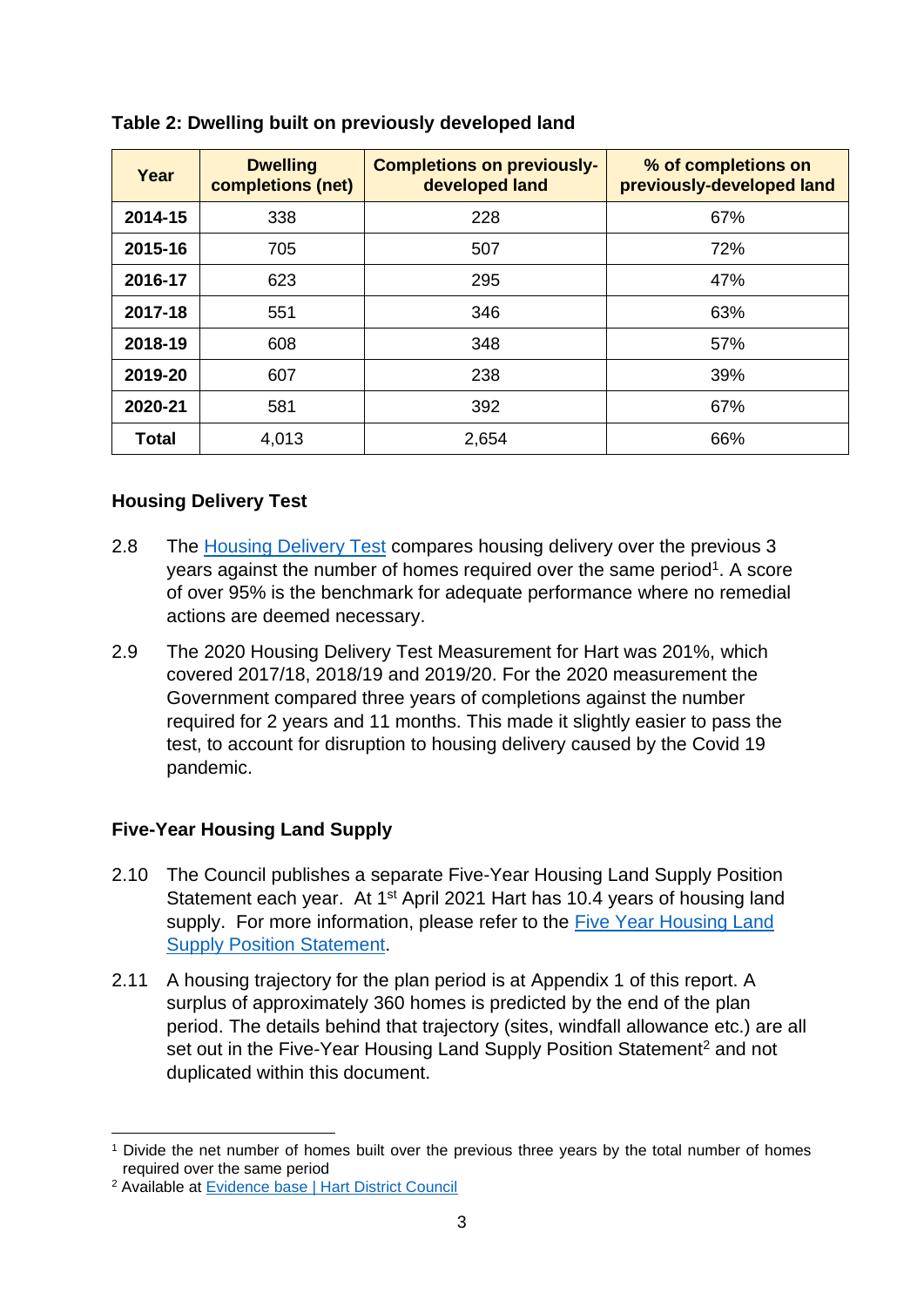**Table 2: Dwelling built on previously developed land**

| Year | Dwelling completions (net) | Completions on previously-developed land | % of completions on previously-developed land |
|---|---|---|---|
| **2014-15** | 338 | 228 | 67% |
| **2015-16** | 705 | 507 | 72% |
| **2016-17** | 623 | 295 | 47% |
| **2017-18** | 551 | 346 | 63% |
| **2018-19** | 608 | 348 | 57% |
| **2019-20** | 607 | 238 | 39% |
| **2020-21** | 581 | 392 | 67% |
| **Total** | 4,013 | 2,654 | 66% |

### Housing Delivery Test

2.8 The Housing Delivery Test compares housing delivery over the previous 3 years against the number of homes required over the same period[1]. A score of over 95% is the benchmark for adequate performance where no remedial actions are deemed necessary.

2.9 The 2020 Housing Delivery Test Measurement for Hart was 201%, which covered 2017/18, 2018/19 and 2019/20. For the 2020 measurement the Government compared three years of completions against the number required for 2 years and 11 months. This made it slightly easier to pass the test, to account for disruption to housing delivery caused by the Covid 19 pandemic.

### Five-Year Housing Land Supply

2.10 The Council publishes a separate Five-Year Housing Land Supply Position Statement each year. At 1st April 2021 Hart has 10.4 years of housing land supply. For more information, please refer to the Five Year Housing Land Supply Position Statement.

2.11 A housing trajectory for the plan period is at Appendix 1 of this report. A surplus of approximately 360 homes is predicted by the end of the plan period. The details behind that trajectory (sites, windfall allowance etc.) are all set out in the Five-Year Housing Land Supply Position Statement[2] and not duplicated within this document.

[1] Divide the net number of homes built over the previous three years by the total number of homes required over the same period

[2] Available at Evidence base | Hart District Council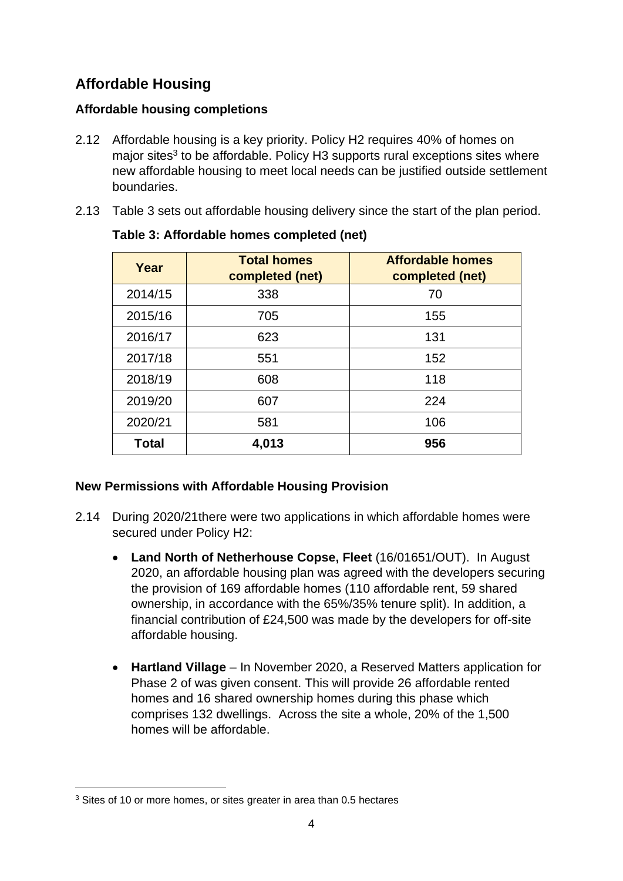## Affordable Housing

### Affordable housing completions

2.12 Affordable housing is a key priority. Policy H2 requires 40% of homes on major sites[3] to be affordable. Policy H3 supports rural exceptions sites where new affordable housing to meet local needs can be justified outside settlement boundaries.

2.13 Table 3 sets out affordable housing delivery since the start of the plan period.

**Table 3: Affordable homes completed (net)**

| Year | Total homes completed (net) | Affordable homes completed (net) |
|---|---|---|
| 2014/15 | 338 | 70 |
| 2015/16 | 705 | 155 |
| 2016/17 | 623 | 131 |
| 2017/18 | 551 | 152 |
| 2018/19 | 608 | 118 |
| 2019/20 | 607 | 224 |
| 2020/21 | 581 | 106 |
| **Total** | **4,013** | **956** |

### New Permissions with Affordable Housing Provision

2.14 During 2020/21there were two applications in which affordable homes were secured under Policy H2:

- **Land North of Netherhouse Copse, Fleet** (16/01651/OUT). In August 2020, an affordable housing plan was agreed with the developers securing the provision of 169 affordable homes (110 affordable rent, 59 shared ownership, in accordance with the 65%/35% tenure split). In addition, a financial contribution of £24,500 was made by the developers for off-site affordable housing.

- **Hartland Village** – In November 2020, a Reserved Matters application for Phase 2 of was given consent. This will provide 26 affordable rented homes and 16 shared ownership homes during this phase which comprises 132 dwellings. Across the site a whole, 20% of the 1,500 homes will be affordable.

[3] Sites of 10 or more homes, or sites greater in area than 0.5 hectares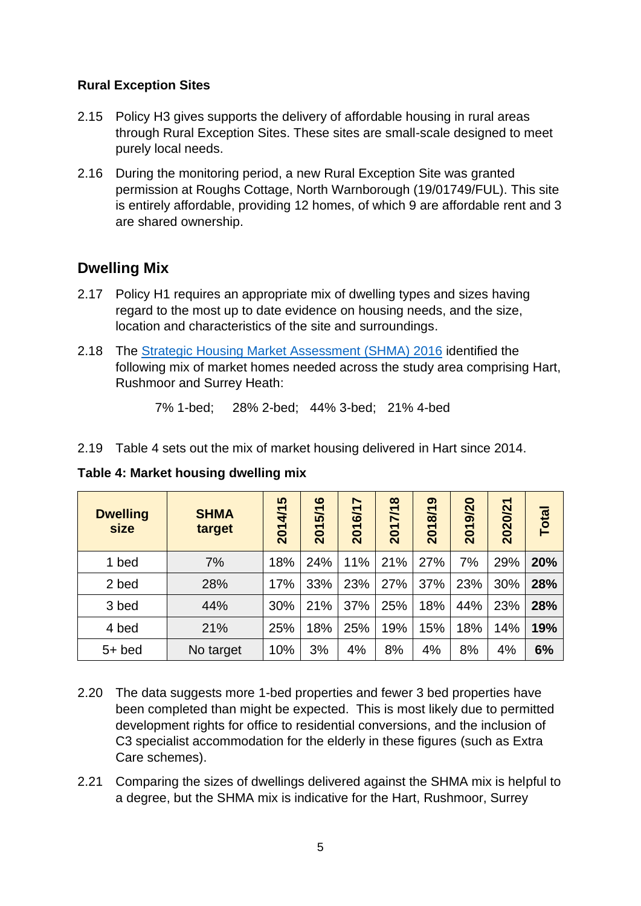**Rural Exception Sites**

2.15 Policy H3 gives supports the delivery of affordable housing in rural areas through Rural Exception Sites. These sites are small-scale designed to meet purely local needs.

2.16 During the monitoring period, a new Rural Exception Site was granted permission at Roughs Cottage, North Warnborough (19/01749/FUL). This site is entirely affordable, providing 12 homes, of which 9 are affordable rent and 3 are shared ownership.

## Dwelling Mix

2.17 Policy H1 requires an appropriate mix of dwelling types and sizes having regard to the most up to date evidence on housing needs, and the size, location and characteristics of the site and surroundings.

2.18 The Strategic Housing Market Assessment (SHMA) 2016 identified the following mix of market homes needed across the study area comprising Hart, Rushmoor and Surrey Heath:

7% 1-bed; 28% 2-bed; 44% 3-bed; 21% 4-bed

2.19 Table 4 sets out the mix of market housing delivered in Hart since 2014.

**Table 4: Market housing dwelling mix**

| Dwelling size | SHMA target | 2014/15 | 2015/16 | 2016/17 | 2017/18 | 2018/19 | 2019/20 | 2020/21 | Total |
|---|---|---|---|---|---|---|---|---|---|
| 1 bed | 7% | 18% | 24% | 11% | 21% | 27% | 7% | 29% | **20%** |
| 2 bed | 28% | 17% | 33% | 23% | 27% | 37% | 23% | 30% | **28%** |
| 3 bed | 44% | 30% | 21% | 37% | 25% | 18% | 44% | 23% | **28%** |
| 4 bed | 21% | 25% | 18% | 25% | 19% | 15% | 18% | 14% | **19%** |
| 5+ bed | No target | 10% | 3% | 4% | 8% | 4% | 8% | 4% | **6%** |

2.20 The data suggests more 1-bed properties and fewer 3 bed properties have been completed than might be expected. This is most likely due to permitted development rights for office to residential conversions, and the inclusion of C3 specialist accommodation for the elderly in these figures (such as Extra Care schemes).

2.21 Comparing the sizes of dwellings delivered against the SHMA mix is helpful to a degree, but the SHMA mix is indicative for the Hart, Rushmoor, Surrey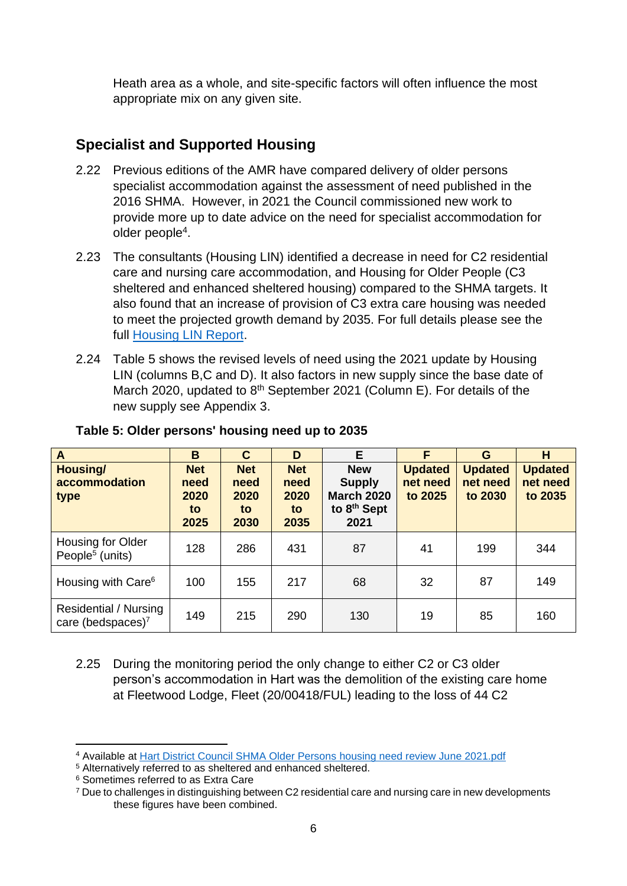Heath area as a whole, and site-specific factors will often influence the most appropriate mix on any given site.

## Specialist and Supported Housing

2.22 Previous editions of the AMR have compared delivery of older persons specialist accommodation against the assessment of need published in the 2016 SHMA. However, in 2021 the Council commissioned new work to provide more up to date advice on the need for specialist accommodation for older people[4].

2.23 The consultants (Housing LIN) identified a decrease in need for C2 residential care and nursing care accommodation, and Housing for Older People (C3 sheltered and enhanced sheltered housing) compared to the SHMA targets. It also found that an increase of provision of C3 extra care housing was needed to meet the projected growth demand by 2035. For full details please see the full Housing LIN Report.

2.24 Table 5 shows the revised levels of need using the 2021 update by Housing LIN (columns B,C and D). It also factors in new supply since the base date of March 2020, updated to 8th September 2021 (Column E). For details of the new supply see Appendix 3.

**Table 5: Older persons' housing need up to 2035**

| A | B | C | D | E | F | G | H |
|---|---|---|---|---|---|---|---|
| **Housing/ accommodation type** | **Net need 2020 to 2025** | **Net need 2020 to 2030** | **Net need 2020 to 2035** | **New Supply March 2020 to 8th Sept 2021** | **Updated net need to 2025** | **Updated net need to 2030** | **Updated net need to 2035** |
| Housing for Older People[5] (units) | 128 | 286 | 431 | 87 | 41 | 199 | 344 |
| Housing with Care[6] | 100 | 155 | 217 | 68 | 32 | 87 | 149 |
| Residential / Nursing care (bedspaces)[7] | 149 | 215 | 290 | 130 | 19 | 85 | 160 |

2.25 During the monitoring period the only change to either C2 or C3 older person's accommodation in Hart was the demolition of the existing care home at Fleetwood Lodge, Fleet (20/00418/FUL) leading to the loss of 44 C2

---

[4] Available at Hart District Council SHMA Older Persons housing need review June 2021.pdf

[5] Alternatively referred to as sheltered and enhanced sheltered.

[6] Sometimes referred to as Extra Care

[7] Due to challenges in distinguishing between C2 residential care and nursing care in new developments these figures have been combined.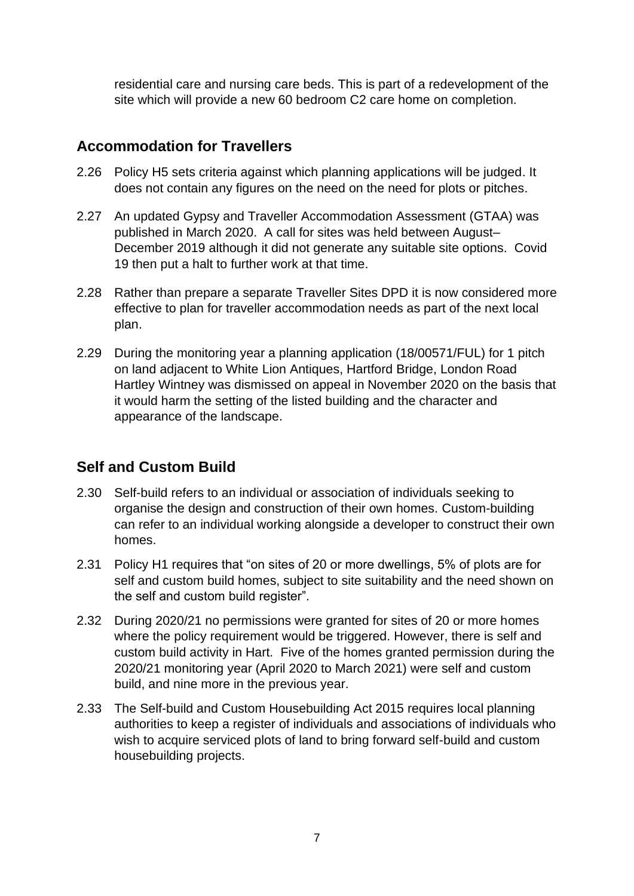residential care and nursing care beds. This is part of a redevelopment of the site which will provide a new 60 bedroom C2 care home on completion.

## Accommodation for Travellers

2.26 Policy H5 sets criteria against which planning applications will be judged. It does not contain any figures on the need on the need for plots or pitches.

2.27 An updated Gypsy and Traveller Accommodation Assessment (GTAA) was published in March 2020. A call for sites was held between August–December 2019 although it did not generate any suitable site options. Covid 19 then put a halt to further work at that time.

2.28 Rather than prepare a separate Traveller Sites DPD it is now considered more effective to plan for traveller accommodation needs as part of the next local plan.

2.29 During the monitoring year a planning application (18/00571/FUL) for 1 pitch on land adjacent to White Lion Antiques, Hartford Bridge, London Road Hartley Wintney was dismissed on appeal in November 2020 on the basis that it would harm the setting of the listed building and the character and appearance of the landscape.

## Self and Custom Build

2.30 Self-build refers to an individual or association of individuals seeking to organise the design and construction of their own homes. Custom-building can refer to an individual working alongside a developer to construct their own homes.

2.31 Policy H1 requires that "on sites of 20 or more dwellings, 5% of plots are for self and custom build homes, subject to site suitability and the need shown on the self and custom build register".

2.32 During 2020/21 no permissions were granted for sites of 20 or more homes where the policy requirement would be triggered. However, there is self and custom build activity in Hart. Five of the homes granted permission during the 2020/21 monitoring year (April 2020 to March 2021) were self and custom build, and nine more in the previous year.

2.33 The Self-build and Custom Housebuilding Act 2015 requires local planning authorities to keep a register of individuals and associations of individuals who wish to acquire serviced plots of land to bring forward self-build and custom housebuilding projects.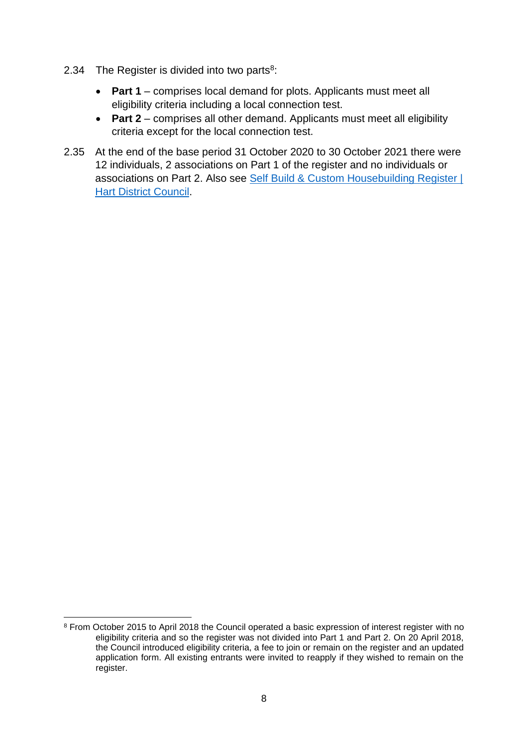2.34 The Register is divided into two parts[8]:

- **Part 1** – comprises local demand for plots. Applicants must meet all eligibility criteria including a local connection test.
- **Part 2** – comprises all other demand. Applicants must meet all eligibility criteria except for the local connection test.

2.35 At the end of the base period 31 October 2020 to 30 October 2021 there were 12 individuals, 2 associations on Part 1 of the register and no individuals or associations on Part 2. Also see [Self Build & Custom Housebuilding Register | Hart District Council]().

[8] From October 2015 to April 2018 the Council operated a basic expression of interest register with no eligibility criteria and so the register was not divided into Part 1 and Part 2. On 20 April 2018, the Council introduced eligibility criteria, a fee to join or remain on the register and an updated application form. All existing entrants were invited to reapply if they wished to remain on the register.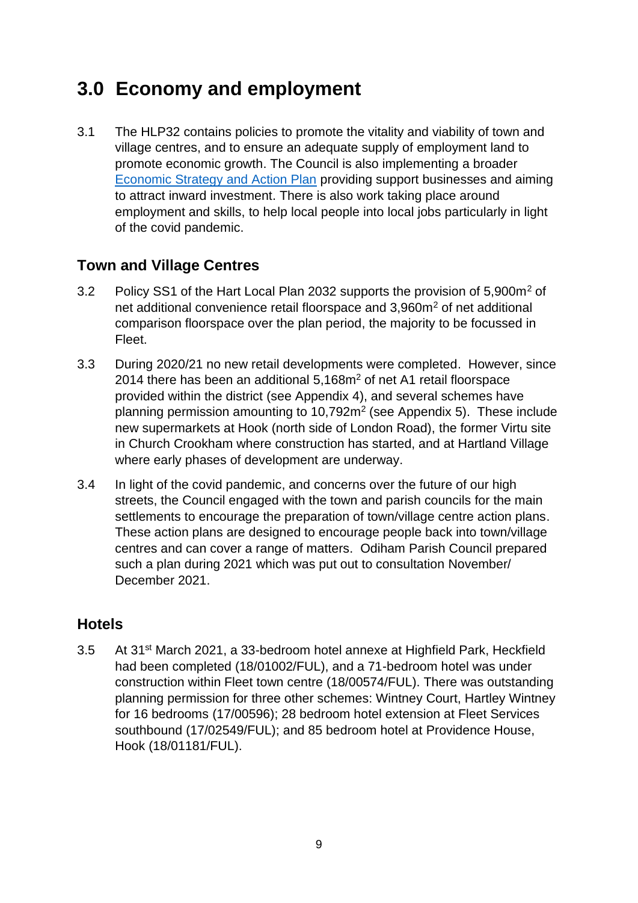# 3.0 Economy and employment

3.1 The HLP32 contains policies to promote the vitality and viability of town and village centres, and to ensure an adequate supply of employment land to promote economic growth. The Council is also implementing a broader Economic Strategy and Action Plan providing support businesses and aiming to attract inward investment. There is also work taking place around employment and skills, to help local people into local jobs particularly in light of the covid pandemic.

## Town and Village Centres

3.2 Policy SS1 of the Hart Local Plan 2032 supports the provision of 5,900m$^2$ of net additional convenience retail floorspace and 3,960m$^2$ of net additional comparison floorspace over the plan period, the majority to be focussed in Fleet.

3.3 During 2020/21 no new retail developments were completed. However, since 2014 there has been an additional 5,168m$^2$ of net A1 retail floorspace provided within the district (see Appendix 4), and several schemes have planning permission amounting to 10,792m$^2$ (see Appendix 5). These include new supermarkets at Hook (north side of London Road), the former Virtu site in Church Crookham where construction has started, and at Hartland Village where early phases of development are underway.

3.4 In light of the covid pandemic, and concerns over the future of our high streets, the Council engaged with the town and parish councils for the main settlements to encourage the preparation of town/village centre action plans. These action plans are designed to encourage people back into town/village centres and can cover a range of matters. Odiham Parish Council prepared such a plan during 2021 which was put out to consultation November/ December 2021.

## Hotels

3.5 At 31st March 2021, a 33-bedroom hotel annexe at Highfield Park, Heckfield had been completed (18/01002/FUL), and a 71-bedroom hotel was under construction within Fleet town centre (18/00574/FUL). There was outstanding planning permission for three other schemes: Wintney Court, Hartley Wintney for 16 bedrooms (17/00596); 28 bedroom hotel extension at Fleet Services southbound (17/02549/FUL); and 85 bedroom hotel at Providence House, Hook (18/01181/FUL).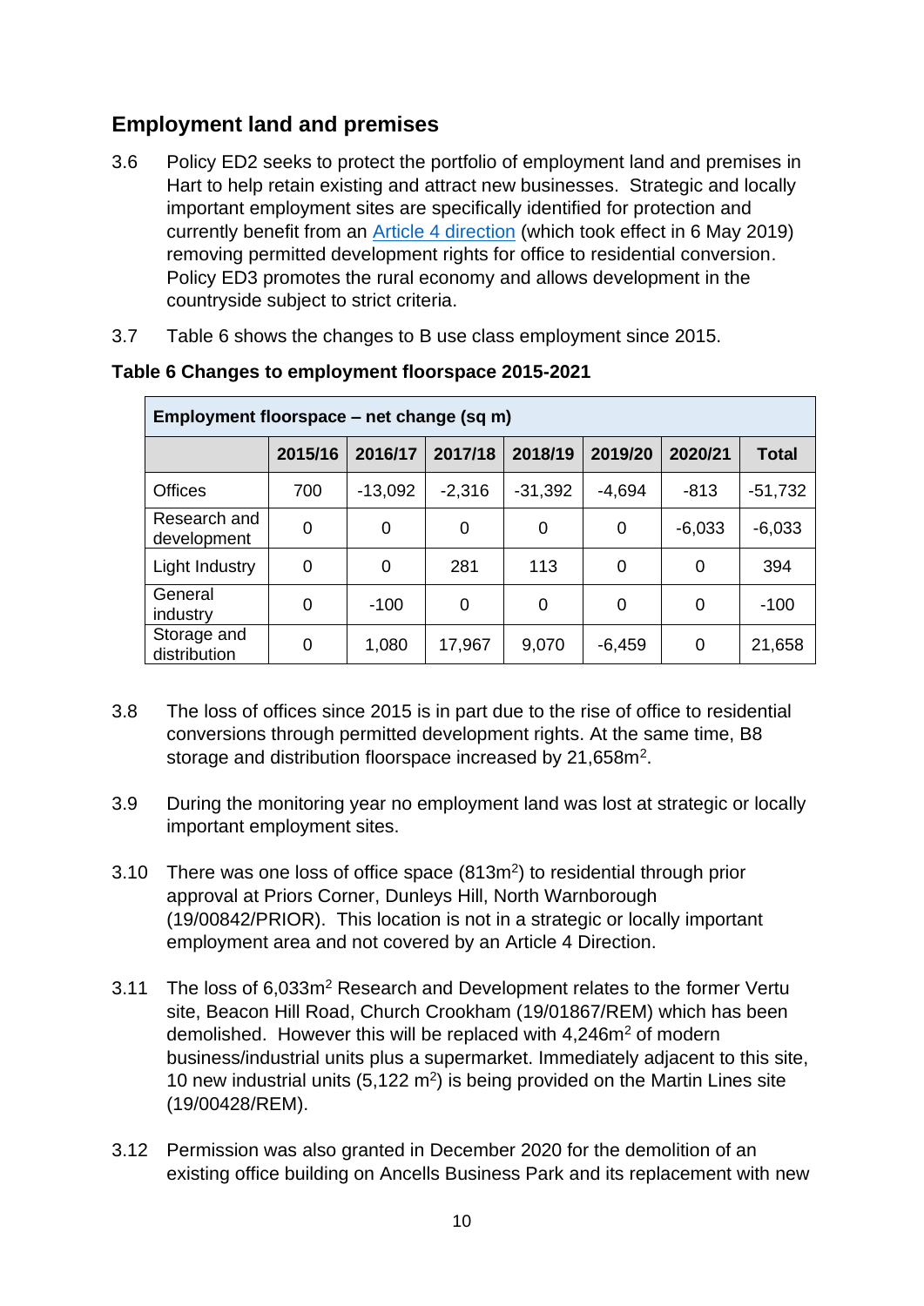## Employment land and premises

3.6 Policy ED2 seeks to protect the portfolio of employment land and premises in Hart to help retain existing and attract new businesses. Strategic and locally important employment sites are specifically identified for protection and currently benefit from an Article 4 direction (which took effect in 6 May 2019) removing permitted development rights for office to residential conversion. Policy ED3 promotes the rural economy and allows development in the countryside subject to strict criteria.

3.7 Table 6 shows the changes to B use class employment since 2015.

**Table 6 Changes to employment floorspace 2015-2021**

| Employment floorspace – net change (sq m) | | | | | | | |
|---|---|---|---|---|---|---|---|
| | 2015/16 | 2016/17 | 2017/18 | 2018/19 | 2019/20 | 2020/21 | Total |
| Offices | 700 | -13,092 | -2,316 | -31,392 | -4,694 | -813 | -51,732 |
| Research and development | 0 | 0 | 0 | 0 | 0 | -6,033 | -6,033 |
| Light Industry | 0 | 0 | 281 | 113 | 0 | 0 | 394 |
| General industry | 0 | -100 | 0 | 0 | 0 | 0 | -100 |
| Storage and distribution | 0 | 1,080 | 17,967 | 9,070 | -6,459 | 0 | 21,658 |

3.8 The loss of offices since 2015 is in part due to the rise of office to residential conversions through permitted development rights. At the same time, B8 storage and distribution floorspace increased by 21,658m$^2$.

3.9 During the monitoring year no employment land was lost at strategic or locally important employment sites.

3.10 There was one loss of office space (813m$^2$) to residential through prior approval at Priors Corner, Dunleys Hill, North Warnborough (19/00842/PRIOR). This location is not in a strategic or locally important employment area and not covered by an Article 4 Direction.

3.11 The loss of 6,033m$^2$ Research and Development relates to the former Vertu site, Beacon Hill Road, Church Crookham (19/01867/REM) which has been demolished. However this will be replaced with 4,246m$^2$ of modern business/industrial units plus a supermarket. Immediately adjacent to this site, 10 new industrial units (5,122 m$^2$) is being provided on the Martin Lines site (19/00428/REM).

3.12 Permission was also granted in December 2020 for the demolition of an existing office building on Ancells Business Park and its replacement with new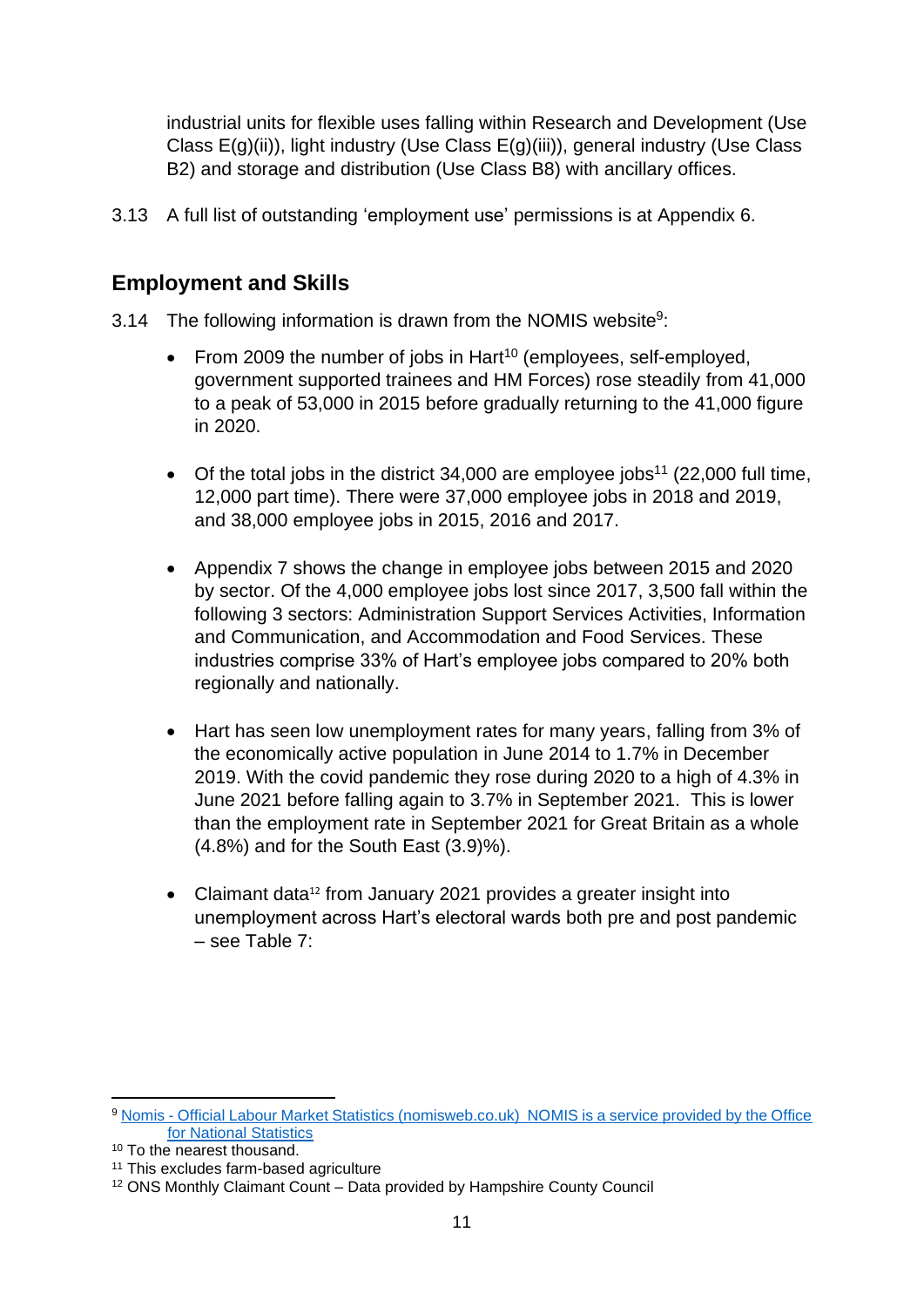industrial units for flexible uses falling within Research and Development (Use Class E(g)(ii)), light industry (Use Class E(g)(iii)), general industry (Use Class B2) and storage and distribution (Use Class B8) with ancillary offices.

3.13 A full list of outstanding 'employment use' permissions is at Appendix 6.

## Employment and Skills

3.14 The following information is drawn from the NOMIS website[9]:

- From 2009 the number of jobs in Hart[10] (employees, self-employed, government supported trainees and HM Forces) rose steadily from 41,000 to a peak of 53,000 in 2015 before gradually returning to the 41,000 figure in 2020.

- Of the total jobs in the district 34,000 are employee jobs[11] (22,000 full time, 12,000 part time). There were 37,000 employee jobs in 2018 and 2019, and 38,000 employee jobs in 2015, 2016 and 2017.

- Appendix 7 shows the change in employee jobs between 2015 and 2020 by sector. Of the 4,000 employee jobs lost since 2017, 3,500 fall within the following 3 sectors: Administration Support Services Activities, Information and Communication, and Accommodation and Food Services. These industries comprise 33% of Hart's employee jobs compared to 20% both regionally and nationally.

- Hart has seen low unemployment rates for many years, falling from 3% of the economically active population in June 2014 to 1.7% in December 2019. With the covid pandemic they rose during 2020 to a high of 4.3% in June 2021 before falling again to 3.7% in September 2021. This is lower than the employment rate in September 2021 for Great Britain as a whole (4.8%) and for the South East (3.9)%).

- Claimant data[12] from January 2021 provides a greater insight into unemployment across Hart's electoral wards both pre and post pandemic – see Table 7:

---

[9] Nomis - Official Labour Market Statistics (nomisweb.co.uk) NOMIS is a service provided by the Office for National Statistics

[10] To the nearest thousand.

[11] This excludes farm-based agriculture

[12] ONS Monthly Claimant Count – Data provided by Hampshire County Council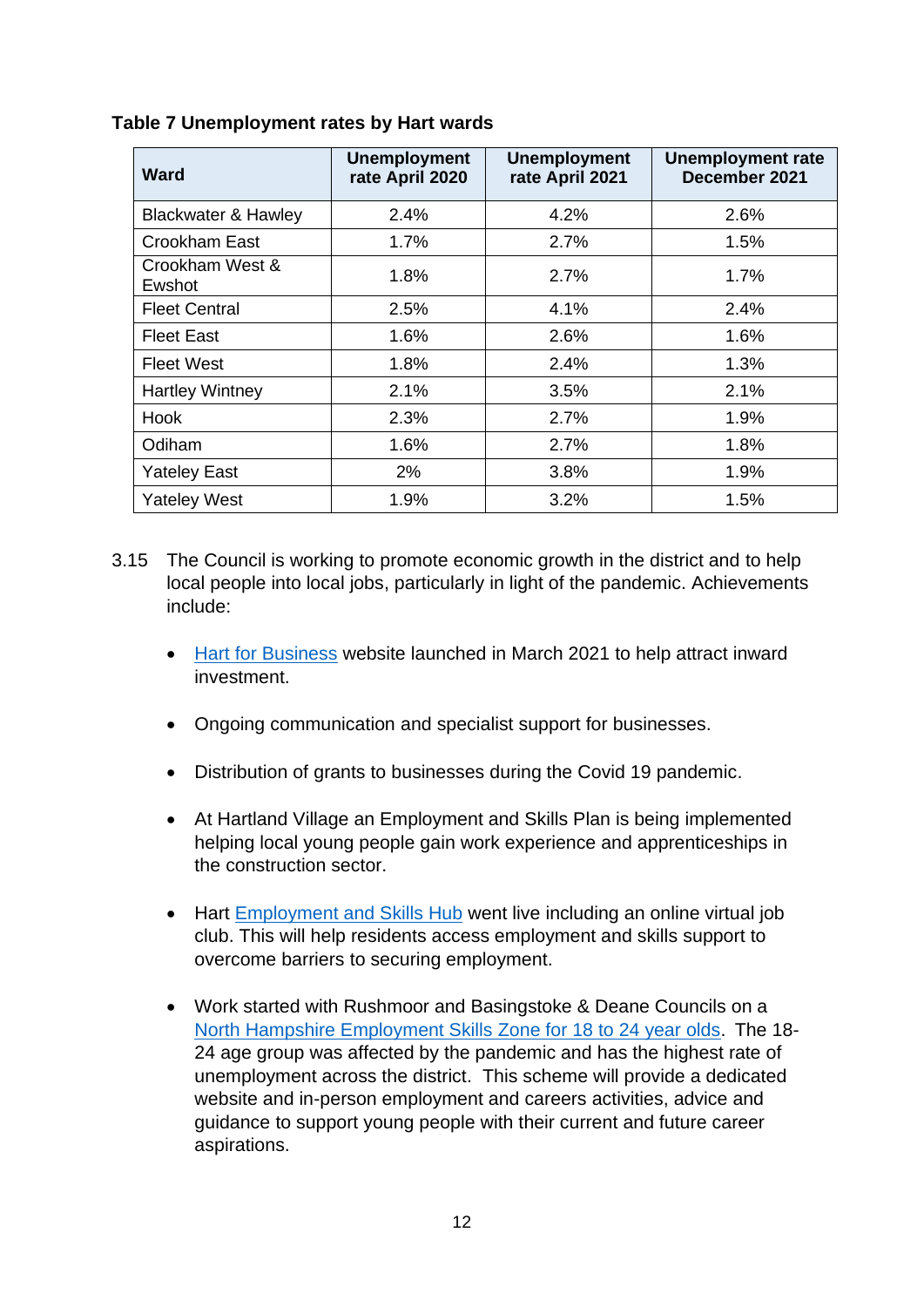**Table 7 Unemployment rates by Hart wards**

| Ward | Unemployment rate April 2020 | Unemployment rate April 2021 | Unemployment rate December 2021 |
|---|---|---|---|
| Blackwater & Hawley | 2.4% | 4.2% | 2.6% |
| Crookham East | 1.7% | 2.7% | 1.5% |
| Crookham West & Ewshot | 1.8% | 2.7% | 1.7% |
| Fleet Central | 2.5% | 4.1% | 2.4% |
| Fleet East | 1.6% | 2.6% | 1.6% |
| Fleet West | 1.8% | 2.4% | 1.3% |
| Hartley Wintney | 2.1% | 3.5% | 2.1% |
| Hook | 2.3% | 2.7% | 1.9% |
| Odiham | 1.6% | 2.7% | 1.8% |
| Yateley East | 2% | 3.8% | 1.9% |
| Yateley West | 1.9% | 3.2% | 1.5% |

3.15 The Council is working to promote economic growth in the district and to help local people into local jobs, particularly in light of the pandemic. Achievements include:

- Hart for Business website launched in March 2021 to help attract inward investment.
- Ongoing communication and specialist support for businesses.
- Distribution of grants to businesses during the Covid 19 pandemic.
- At Hartland Village an Employment and Skills Plan is being implemented helping local young people gain work experience and apprenticeships in the construction sector.
- Hart Employment and Skills Hub went live including an online virtual job club. This will help residents access employment and skills support to overcome barriers to securing employment.
- Work started with Rushmoor and Basingstoke & Deane Councils on a North Hampshire Employment Skills Zone for 18 to 24 year olds. The 18-24 age group was affected by the pandemic and has the highest rate of unemployment across the district. This scheme will provide a dedicated website and in-person employment and careers activities, advice and guidance to support young people with their current and future career aspirations.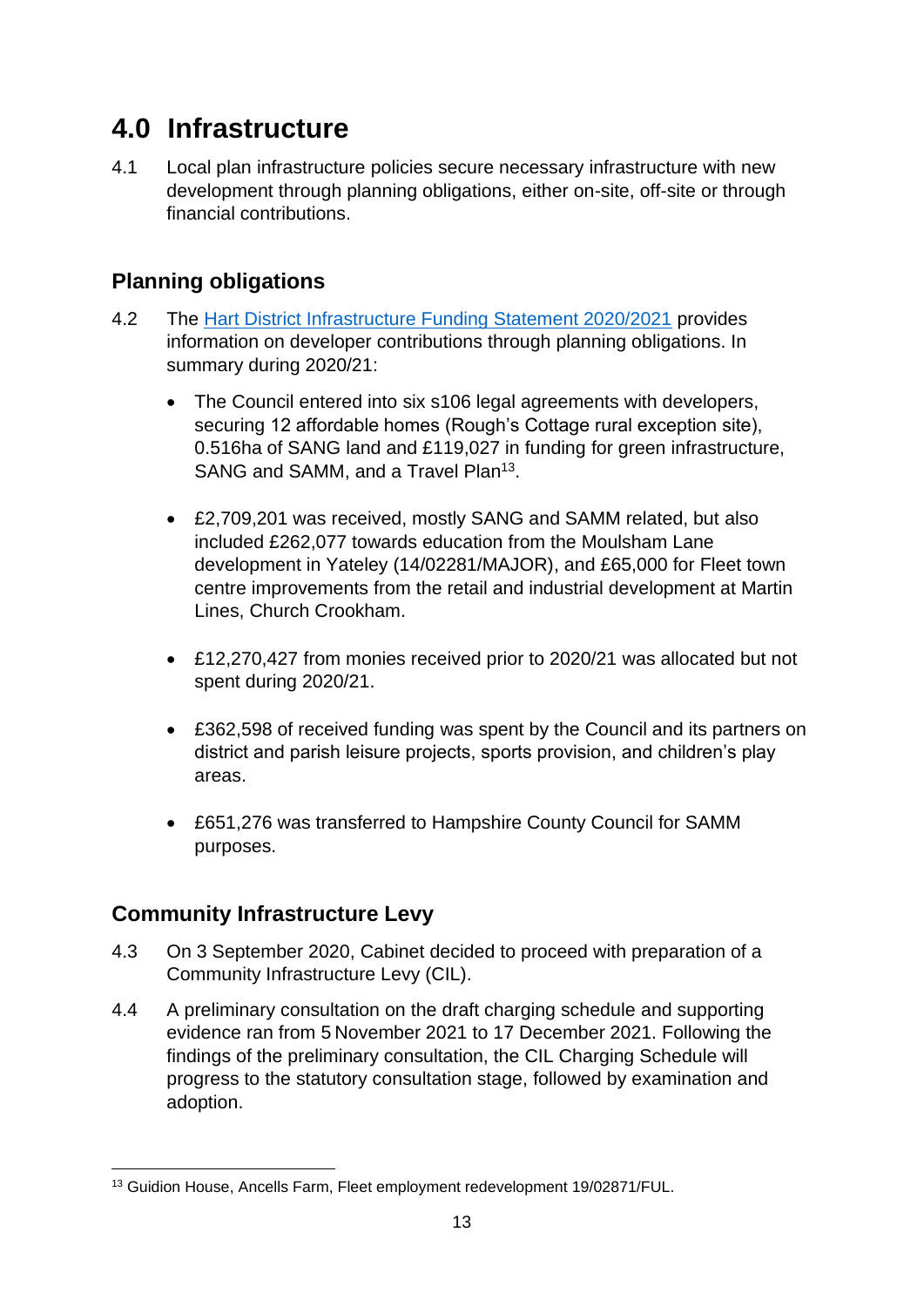# 4.0 Infrastructure

4.1 Local plan infrastructure policies secure necessary infrastructure with new development through planning obligations, either on-site, off-site or through financial contributions.

## Planning obligations

4.2 The [Hart District Infrastructure Funding Statement 2020/2021] provides information on developer contributions through planning obligations. In summary during 2020/21:

- The Council entered into six s106 legal agreements with developers, securing 12 affordable homes (Rough's Cottage rural exception site), 0.516ha of SANG land and £119,027 in funding for green infrastructure, SANG and SAMM, and a Travel Plan[13].

- £2,709,201 was received, mostly SANG and SAMM related, but also included £262,077 towards education from the Moulsham Lane development in Yateley (14/02281/MAJOR), and £65,000 for Fleet town centre improvements from the retail and industrial development at Martin Lines, Church Crookham.

- £12,270,427 from monies received prior to 2020/21 was allocated but not spent during 2020/21.

- £362,598 of received funding was spent by the Council and its partners on district and parish leisure projects, sports provision, and children's play areas.

- £651,276 was transferred to Hampshire County Council for SAMM purposes.

## Community Infrastructure Levy

4.3 On 3 September 2020, Cabinet decided to proceed with preparation of a Community Infrastructure Levy (CIL).

4.4 A preliminary consultation on the draft charging schedule and supporting evidence ran from 5 November 2021 to 17 December 2021. Following the findings of the preliminary consultation, the CIL Charging Schedule will progress to the statutory consultation stage, followed by examination and adoption.

[13] Guidion House, Ancells Farm, Fleet employment redevelopment 19/02871/FUL.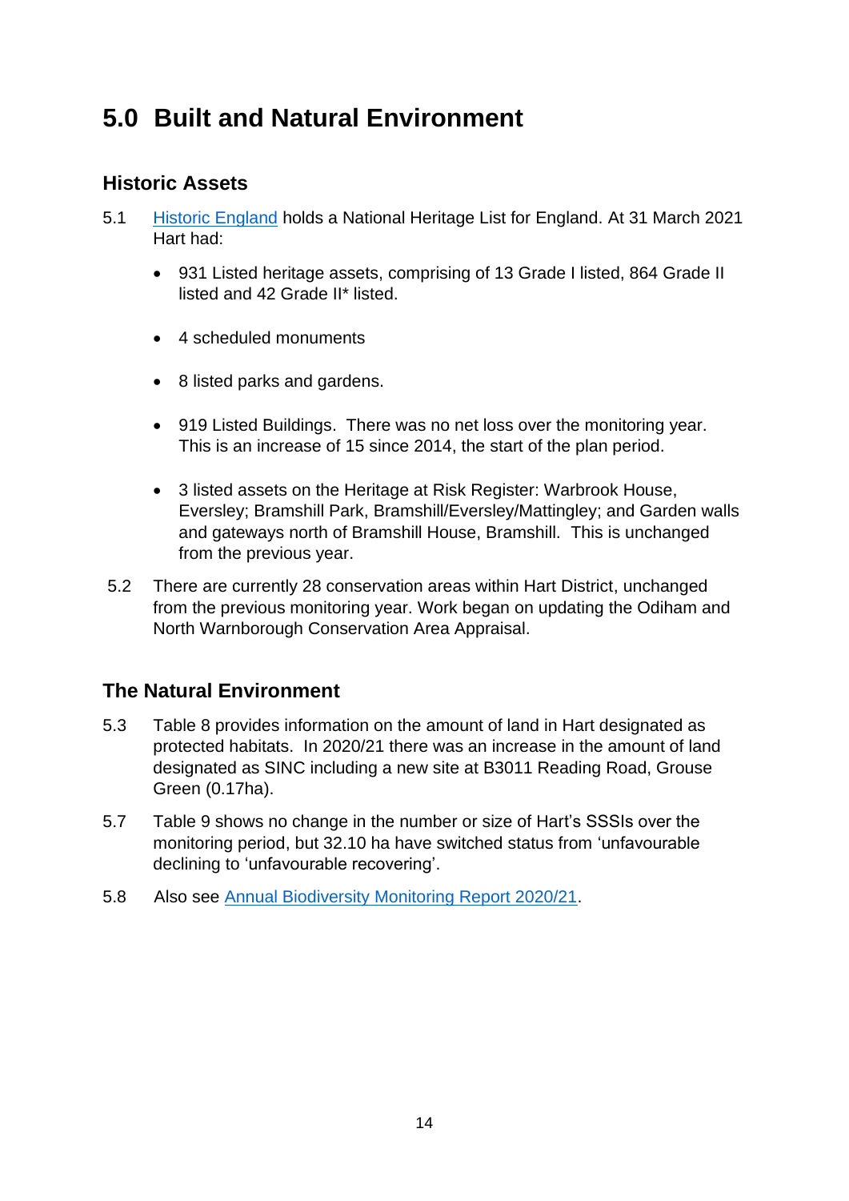# 5.0 Built and Natural Environment

## Historic Assets

5.1 Historic England holds a National Heritage List for England. At 31 March 2021 Hart had:

- 931 Listed heritage assets, comprising of 13 Grade I listed, 864 Grade II listed and 42 Grade II* listed.
- 4 scheduled monuments
- 8 listed parks and gardens.
- 919 Listed Buildings. There was no net loss over the monitoring year. This is an increase of 15 since 2014, the start of the plan period.
- 3 listed assets on the Heritage at Risk Register: Warbrook House, Eversley; Bramshill Park, Bramshill/Eversley/Mattingley; and Garden walls and gateways north of Bramshill House, Bramshill. This is unchanged from the previous year.

5.2 There are currently 28 conservation areas within Hart District, unchanged from the previous monitoring year. Work began on updating the Odiham and North Warnborough Conservation Area Appraisal.

## The Natural Environment

5.3 Table 8 provides information on the amount of land in Hart designated as protected habitats. In 2020/21 there was an increase in the amount of land designated as SINC including a new site at B3011 Reading Road, Grouse Green (0.17ha).

5.7 Table 9 shows no change in the number or size of Hart's SSSIs over the monitoring period, but 32.10 ha have switched status from 'unfavourable declining to 'unfavourable recovering'.

5.8 Also see Annual Biodiversity Monitoring Report 2020/21.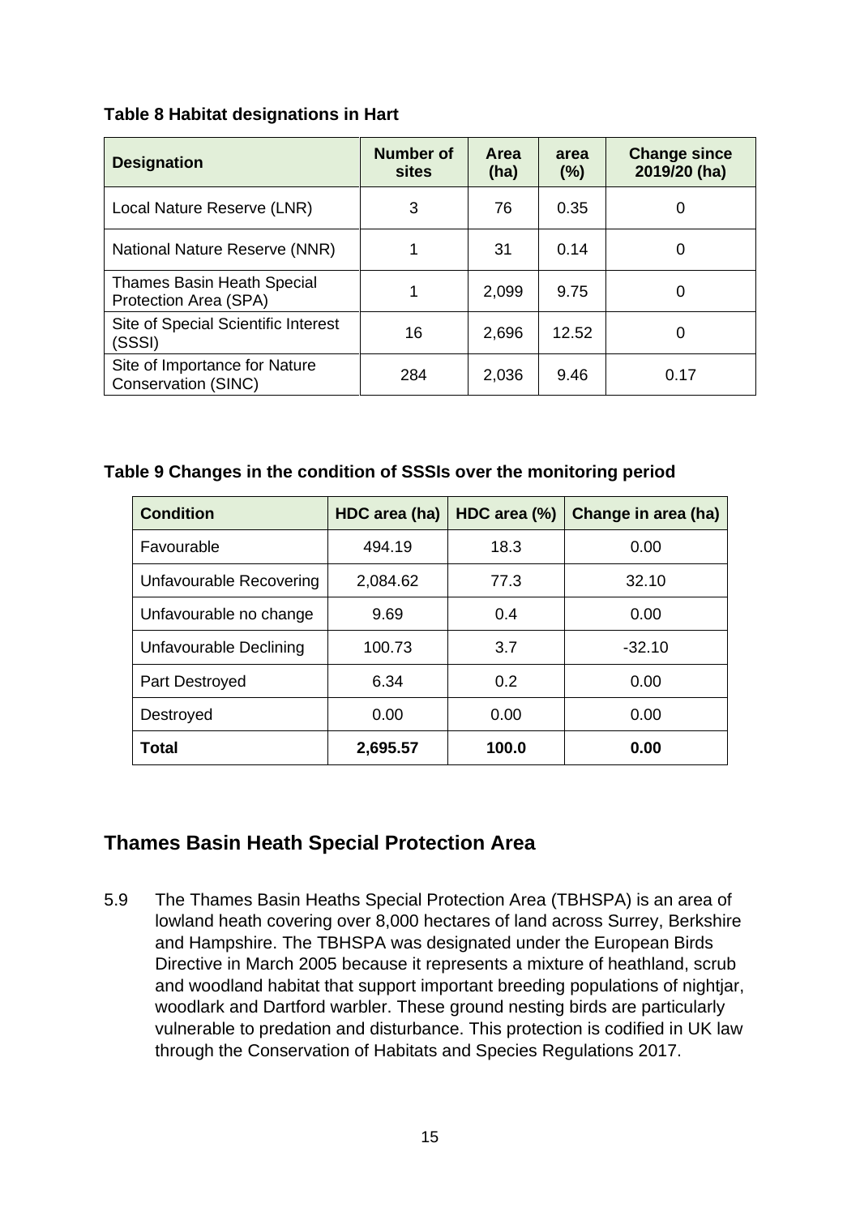**Table 8 Habitat designations in Hart**

| Designation | Number of sites | Area (ha) | area (%) | Change since 2019/20 (ha) |
|---|---|---|---|---|
| Local Nature Reserve (LNR) | 3 | 76 | 0.35 | 0 |
| National Nature Reserve (NNR) | 1 | 31 | 0.14 | 0 |
| Thames Basin Heath Special Protection Area (SPA) | 1 | 2,099 | 9.75 | 0 |
| Site of Special Scientific Interest (SSSI) | 16 | 2,696 | 12.52 | 0 |
| Site of Importance for Nature Conservation (SINC) | 284 | 2,036 | 9.46 | 0.17 |

**Table 9 Changes in the condition of SSSIs over the monitoring period**

| Condition | HDC area (ha) | HDC area (%) | Change in area (ha) |
|---|---|---|---|
| Favourable | 494.19 | 18.3 | 0.00 |
| Unfavourable Recovering | 2,084.62 | 77.3 | 32.10 |
| Unfavourable no change | 9.69 | 0.4 | 0.00 |
| Unfavourable Declining | 100.73 | 3.7 | -32.10 |
| Part Destroyed | 6.34 | 0.2 | 0.00 |
| Destroyed | 0.00 | 0.00 | 0.00 |
| **Total** | **2,695.57** | **100.0** | **0.00** |

## Thames Basin Heath Special Protection Area

5.9 The Thames Basin Heaths Special Protection Area (TBHSPA) is an area of lowland heath covering over 8,000 hectares of land across Surrey, Berkshire and Hampshire. The TBHSPA was designated under the European Birds Directive in March 2005 because it represents a mixture of heathland, scrub and woodland habitat that support important breeding populations of nightjar, woodlark and Dartford warbler. These ground nesting birds are particularly vulnerable to predation and disturbance. This protection is codified in UK law through the Conservation of Habitats and Species Regulations 2017.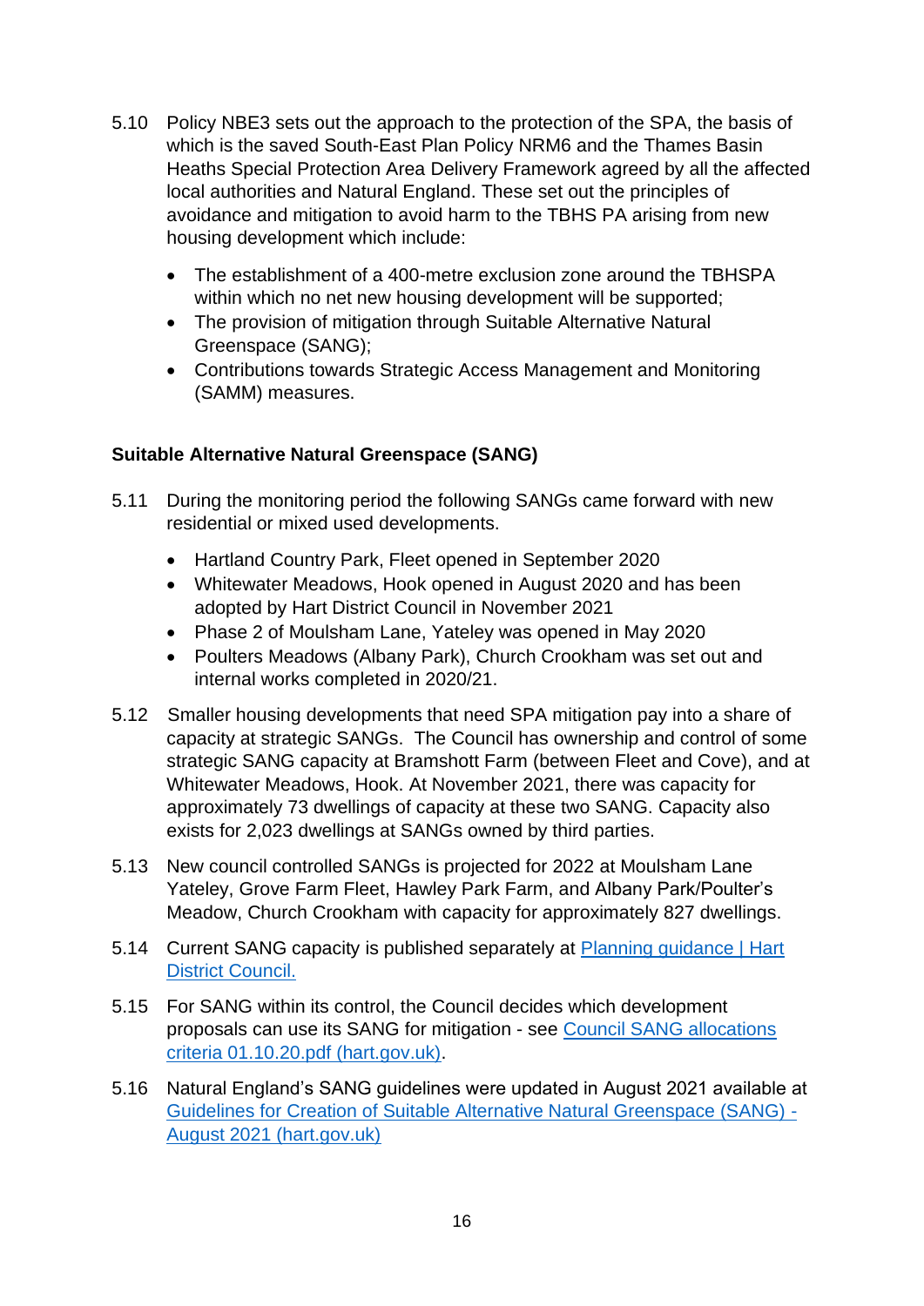5.10 Policy NBE3 sets out the approach to the protection of the SPA, the basis of which is the saved South-East Plan Policy NRM6 and the Thames Basin Heaths Special Protection Area Delivery Framework agreed by all the affected local authorities and Natural England. These set out the principles of avoidance and mitigation to avoid harm to the TBHS PA arising from new housing development which include:

- The establishment of a 400-metre exclusion zone around the TBHSPA within which no net new housing development will be supported;
- The provision of mitigation through Suitable Alternative Natural Greenspace (SANG);
- Contributions towards Strategic Access Management and Monitoring (SAMM) measures.

**Suitable Alternative Natural Greenspace (SANG)**

5.11 During the monitoring period the following SANGs came forward with new residential or mixed used developments.

- Hartland Country Park, Fleet opened in September 2020
- Whitewater Meadows, Hook opened in August 2020 and has been adopted by Hart District Council in November 2021
- Phase 2 of Moulsham Lane, Yateley was opened in May 2020
- Poulters Meadows (Albany Park), Church Crookham was set out and internal works completed in 2020/21.

5.12 Smaller housing developments that need SPA mitigation pay into a share of capacity at strategic SANGs. The Council has ownership and control of some strategic SANG capacity at Bramshott Farm (between Fleet and Cove), and at Whitewater Meadows, Hook. At November 2021, there was capacity for approximately 73 dwellings of capacity at these two SANG. Capacity also exists for 2,023 dwellings at SANGs owned by third parties.

5.13 New council controlled SANGs is projected for 2022 at Moulsham Lane Yateley, Grove Farm Fleet, Hawley Park Farm, and Albany Park/Poulter's Meadow, Church Crookham with capacity for approximately 827 dwellings.

5.14 Current SANG capacity is published separately at [Planning guidance | Hart District Council.]

5.15 For SANG within its control, the Council decides which development proposals can use its SANG for mitigation - see [Council SANG allocations criteria 01.10.20.pdf (hart.gov.uk)].

5.16 Natural England's SANG guidelines were updated in August 2021 available at [Guidelines for Creation of Suitable Alternative Natural Greenspace (SANG) - August 2021 (hart.gov.uk)]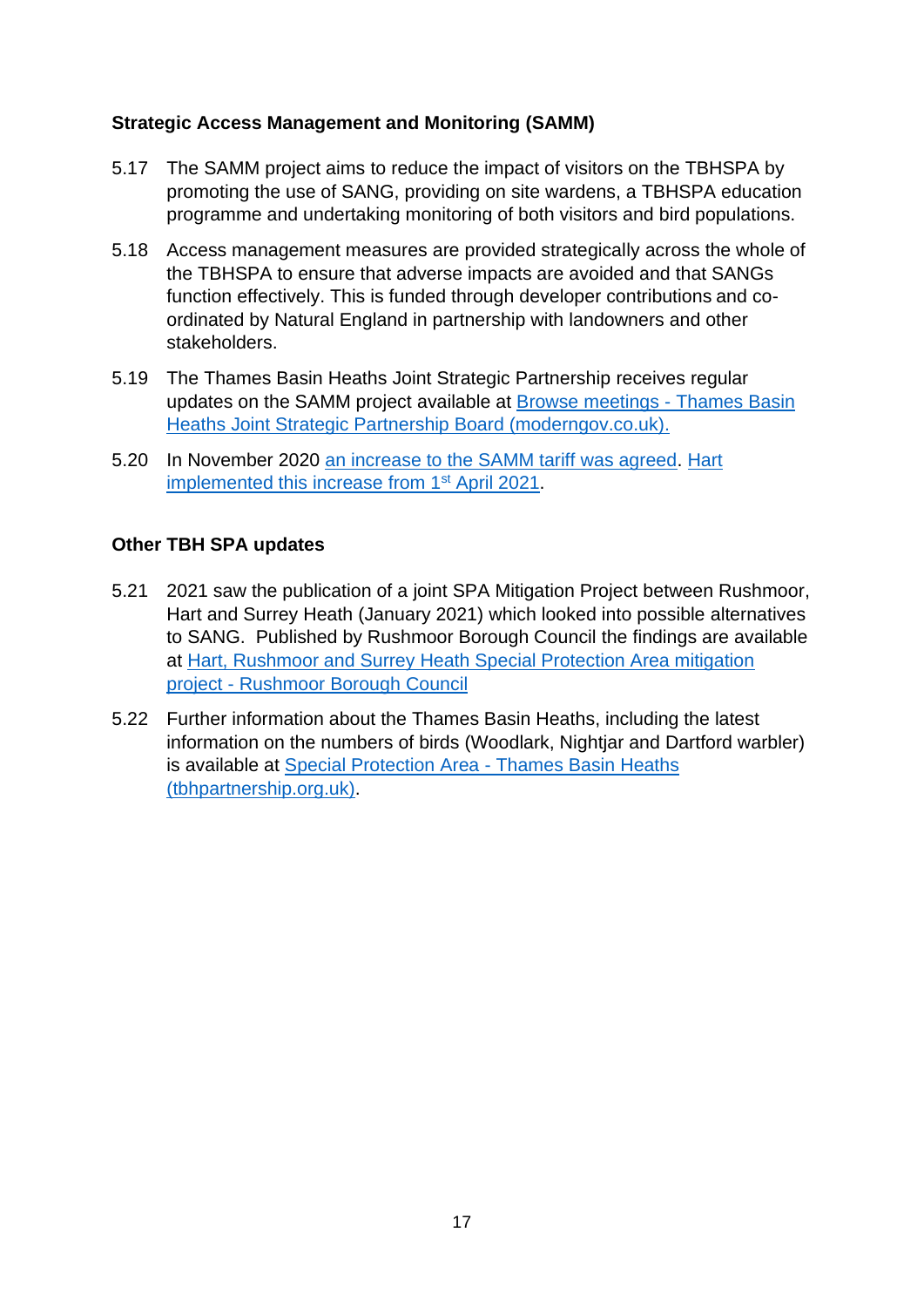### Strategic Access Management and Monitoring (SAMM)

5.17 The SAMM project aims to reduce the impact of visitors on the TBHSPA by promoting the use of SANG, providing on site wardens, a TBHSPA education programme and undertaking monitoring of both visitors and bird populations.

5.18 Access management measures are provided strategically across the whole of the TBHSPA to ensure that adverse impacts are avoided and that SANGs function effectively. This is funded through developer contributions and co-ordinated by Natural England in partnership with landowners and other stakeholders.

5.19 The Thames Basin Heaths Joint Strategic Partnership receives regular updates on the SAMM project available at Browse meetings - Thames Basin Heaths Joint Strategic Partnership Board (moderngov.co.uk).

5.20 In November 2020 an increase to the SAMM tariff was agreed. Hart implemented this increase from 1st April 2021.

### Other TBH SPA updates

5.21 2021 saw the publication of a joint SPA Mitigation Project between Rushmoor, Hart and Surrey Heath (January 2021) which looked into possible alternatives to SANG. Published by Rushmoor Borough Council the findings are available at Hart, Rushmoor and Surrey Heath Special Protection Area mitigation project - Rushmoor Borough Council

5.22 Further information about the Thames Basin Heaths, including the latest information on the numbers of birds (Woodlark, Nightjar and Dartford warbler) is available at Special Protection Area - Thames Basin Heaths (tbhpartnership.org.uk).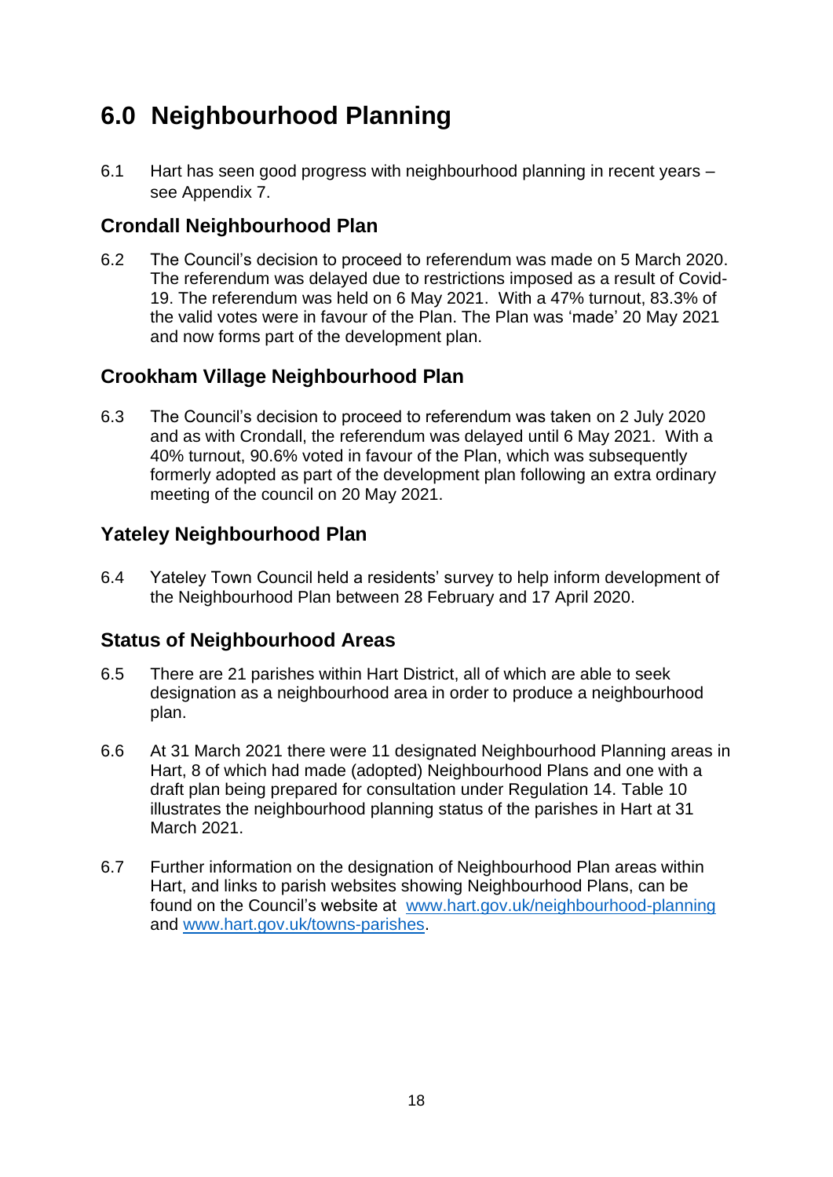# 6.0 Neighbourhood Planning

6.1 Hart has seen good progress with neighbourhood planning in recent years – see Appendix 7.

## Crondall Neighbourhood Plan

6.2 The Council's decision to proceed to referendum was made on 5 March 2020. The referendum was delayed due to restrictions imposed as a result of Covid-19. The referendum was held on 6 May 2021. With a 47% turnout, 83.3% of the valid votes were in favour of the Plan. The Plan was 'made' 20 May 2021 and now forms part of the development plan.

## Crookham Village Neighbourhood Plan

6.3 The Council's decision to proceed to referendum was taken on 2 July 2020 and as with Crondall, the referendum was delayed until 6 May 2021. With a 40% turnout, 90.6% voted in favour of the Plan, which was subsequently formerly adopted as part of the development plan following an extra ordinary meeting of the council on 20 May 2021.

## Yateley Neighbourhood Plan

6.4 Yateley Town Council held a residents' survey to help inform development of the Neighbourhood Plan between 28 February and 17 April 2020.

## Status of Neighbourhood Areas

6.5 There are 21 parishes within Hart District, all of which are able to seek designation as a neighbourhood area in order to produce a neighbourhood plan.

6.6 At 31 March 2021 there were 11 designated Neighbourhood Planning areas in Hart, 8 of which had made (adopted) Neighbourhood Plans and one with a draft plan being prepared for consultation under Regulation 14. Table 10 illustrates the neighbourhood planning status of the parishes in Hart at 31 March 2021.

6.7 Further information on the designation of Neighbourhood Plan areas within Hart, and links to parish websites showing Neighbourhood Plans, can be found on the Council's website at [www.hart.gov.uk/neighbourhood-planning](http://www.hart.gov.uk/neighbourhood-planning) and [www.hart.gov.uk/towns-parishes](http://www.hart.gov.uk/towns-parishes).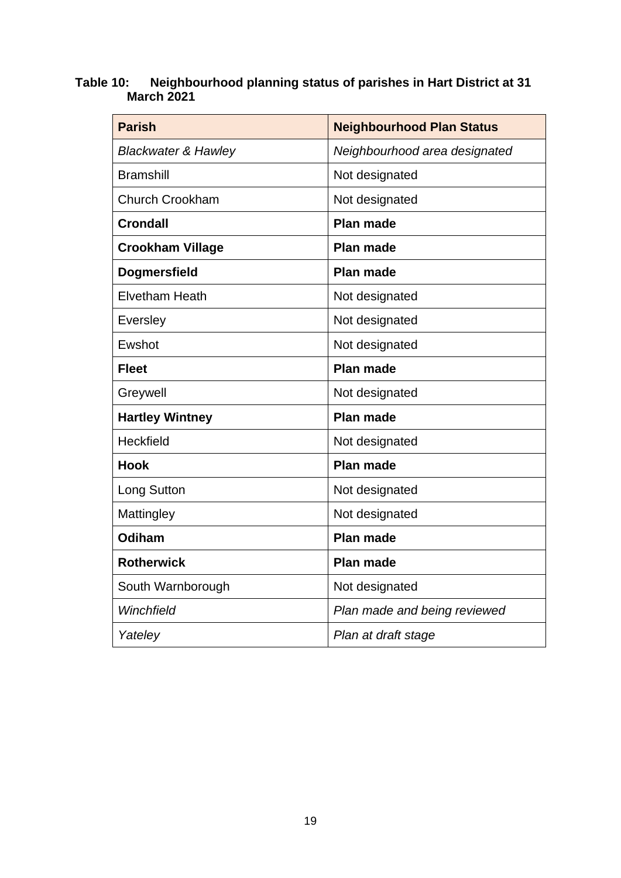**Table 10: Neighbourhood planning status of parishes in Hart District at 31 March 2021**

| Parish | Neighbourhood Plan Status |
|---|---|
| *Blackwater & Hawley* | *Neighbourhood area designated* |
| Bramshill | Not designated |
| Church Crookham | Not designated |
| **Crondall** | **Plan made** |
| **Crookham Village** | **Plan made** |
| **Dogmersfield** | **Plan made** |
| Elvetham Heath | Not designated |
| Eversley | Not designated |
| Ewshot | Not designated |
| **Fleet** | **Plan made** |
| Greywell | Not designated |
| **Hartley Wintney** | **Plan made** |
| Heckfield | Not designated |
| **Hook** | **Plan made** |
| Long Sutton | Not designated |
| Mattingley | Not designated |
| **Odiham** | **Plan made** |
| **Rotherwick** | **Plan made** |
| South Warnborough | Not designated |
| *Winchfield* | *Plan made and being reviewed* |
| *Yateley* | *Plan at draft stage* |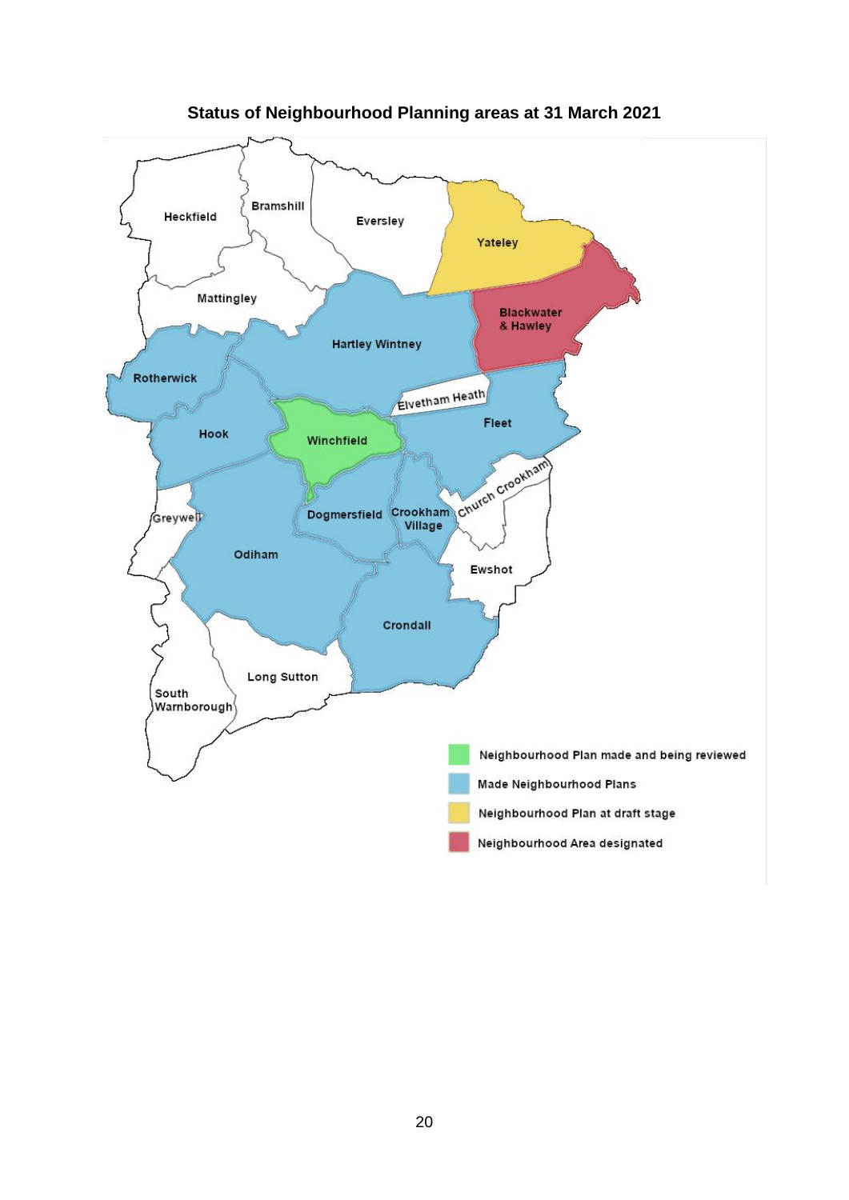**Status of Neighbourhood Planning areas at 31 March 2021**

Heckfield, Bramshill, Eversley, Yateley, Mattingley, Blackwater & Hawley, Hartley Wintney, Rotherwick, Elvetham Heath, Hook, Winchfield, Fleet, Church Crookham, Greywell, Dogmersfield, Crookham Village, Odiham, Ewshot, Crondall, Long Sutton, South Warnborough

- Neighbourhood Plan made and being reviewed
- Made Neighbourhood Plans
- Neighbourhood Plan at draft stage
- Neighbourhood Area designated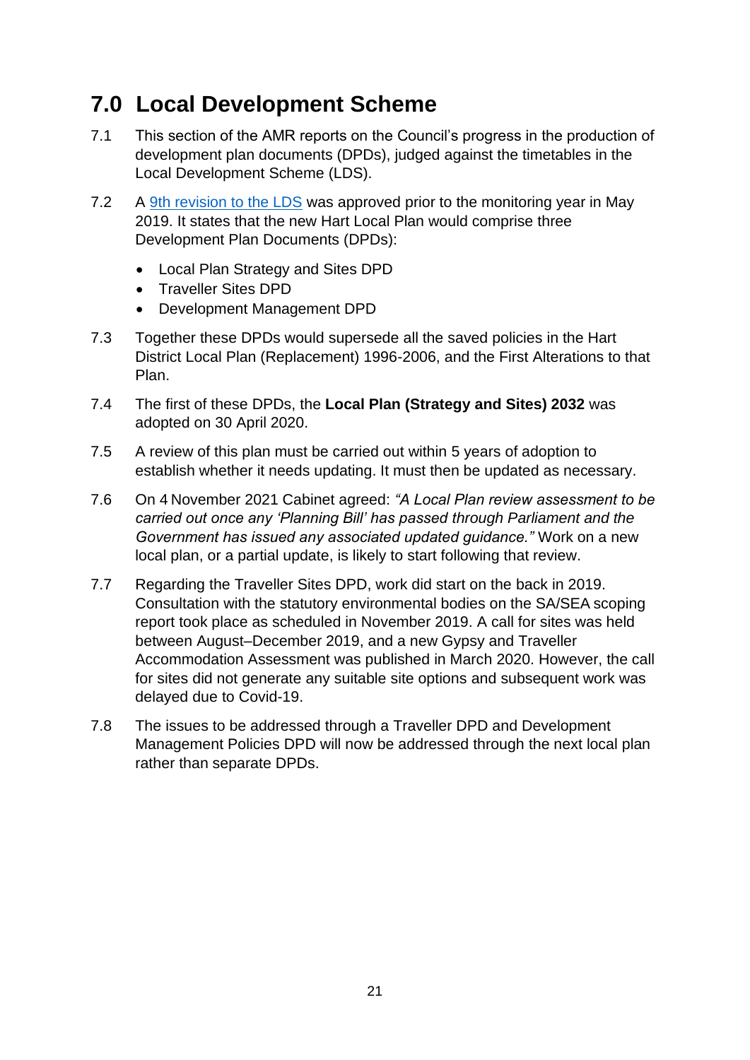# 7.0 Local Development Scheme

7.1 This section of the AMR reports on the Council's progress in the production of development plan documents (DPDs), judged against the timetables in the Local Development Scheme (LDS).

7.2 A [9th revision to the LDS] was approved prior to the monitoring year in May 2019. It states that the new Hart Local Plan would comprise three Development Plan Documents (DPDs):

- Local Plan Strategy and Sites DPD
- Traveller Sites DPD
- Development Management DPD

7.3 Together these DPDs would supersede all the saved policies in the Hart District Local Plan (Replacement) 1996-2006, and the First Alterations to that Plan.

7.4 The first of these DPDs, the **Local Plan (Strategy and Sites) 2032** was adopted on 30 April 2020.

7.5 A review of this plan must be carried out within 5 years of adoption to establish whether it needs updating. It must then be updated as necessary.

7.6 On 4 November 2021 Cabinet agreed: *"A Local Plan review assessment to be carried out once any 'Planning Bill' has passed through Parliament and the Government has issued any associated updated guidance."* Work on a new local plan, or a partial update, is likely to start following that review.

7.7 Regarding the Traveller Sites DPD, work did start on the back in 2019. Consultation with the statutory environmental bodies on the SA/SEA scoping report took place as scheduled in November 2019. A call for sites was held between August–December 2019, and a new Gypsy and Traveller Accommodation Assessment was published in March 2020. However, the call for sites did not generate any suitable site options and subsequent work was delayed due to Covid-19.

7.8 The issues to be addressed through a Traveller DPD and Development Management Policies DPD will now be addressed through the next local plan rather than separate DPDs.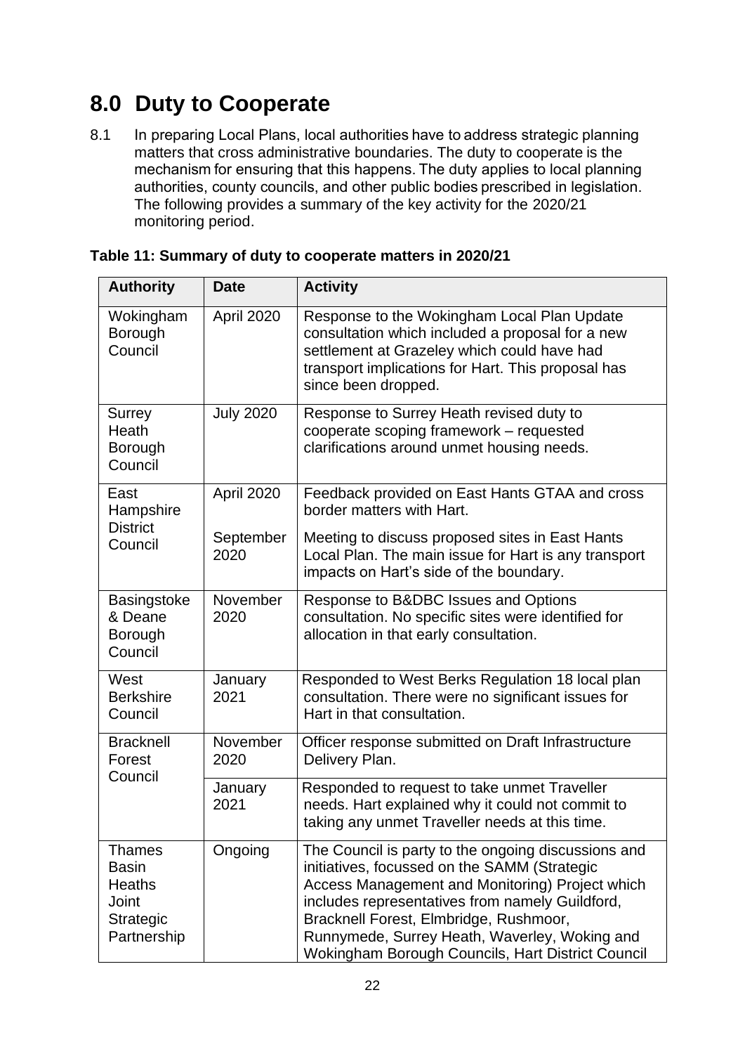# 8.0 Duty to Cooperate

8.1 In preparing Local Plans, local authorities have to address strategic planning matters that cross administrative boundaries. The duty to cooperate is the mechanism for ensuring that this happens. The duty applies to local planning authorities, county councils, and other public bodies prescribed in legislation. The following provides a summary of the key activity for the 2020/21 monitoring period.

**Table 11: Summary of duty to cooperate matters in 2020/21**

| Authority | Date | Activity |
|---|---|---|
| Wokingham Borough Council | April 2020 | Response to the Wokingham Local Plan Update consultation which included a proposal for a new settlement at Grazeley which could have had transport implications for Hart. This proposal has since been dropped. |
| Surrey Heath Borough Council | July 2020 | Response to Surrey Heath revised duty to cooperate scoping framework – requested clarifications around unmet housing needs. |
| East Hampshire District Council | April 2020 | Feedback provided on East Hants GTAA and cross border matters with Hart. |
| | September 2020 | Meeting to discuss proposed sites in East Hants Local Plan. The main issue for Hart is any transport impacts on Hart's side of the boundary. |
| Basingstoke & Deane Borough Council | November 2020 | Response to B&DBC Issues and Options consultation. No specific sites were identified for allocation in that early consultation. |
| West Berkshire Council | January 2021 | Responded to West Berks Regulation 18 local plan consultation. There were no significant issues for Hart in that consultation. |
| Bracknell Forest Council | November 2020 | Officer response submitted on Draft Infrastructure Delivery Plan. |
| | January 2021 | Responded to request to take unmet Traveller needs. Hart explained why it could not commit to taking any unmet Traveller needs at this time. |
| Thames Basin Heaths Joint Strategic Partnership | Ongoing | The Council is party to the ongoing discussions and initiatives, focussed on the SAMM (Strategic Access Management and Monitoring) Project which includes representatives from namely Guildford, Bracknell Forest, Elmbridge, Rushmoor, Runnymede, Surrey Heath, Waverley, Woking and Wokingham Borough Councils, Hart District Council |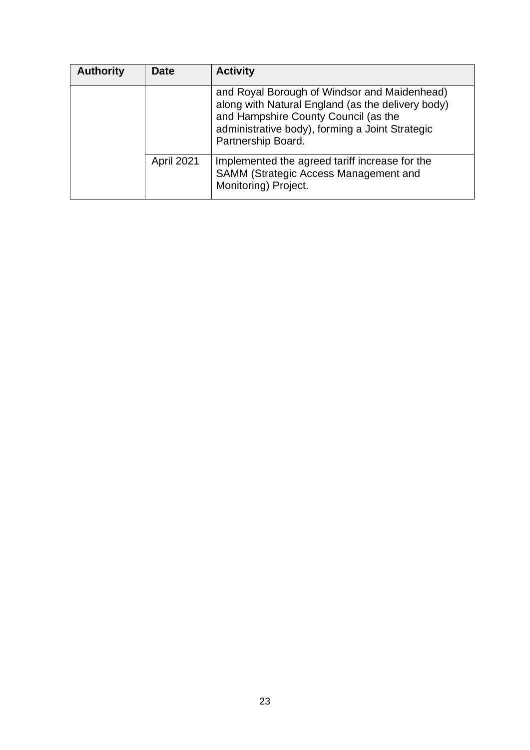| Authority | Date | Activity |
| --- | --- | --- |
| | | and Royal Borough of Windsor and Maidenhead) along with Natural England (as the delivery body) and Hampshire County Council (as the administrative body), forming a Joint Strategic Partnership Board. |
| | April 2021 | Implemented the agreed tariff increase for the SAMM (Strategic Access Management and Monitoring) Project. |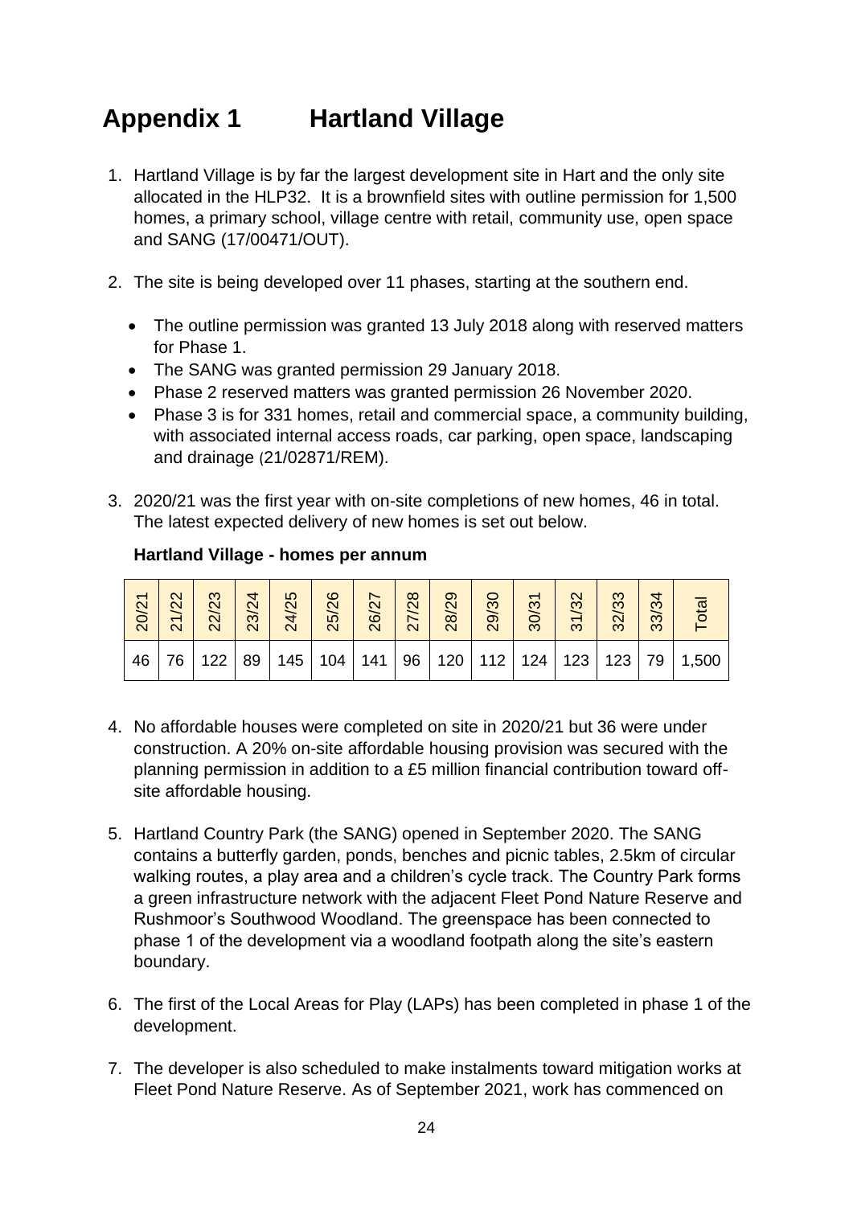# Appendix 1 Hartland Village

1. Hartland Village is by far the largest development site in Hart and the only site allocated in the HLP32. It is a brownfield sites with outline permission for 1,500 homes, a primary school, village centre with retail, community use, open space and SANG (17/00471/OUT).

2. The site is being developed over 11 phases, starting at the southern end.

   - The outline permission was granted 13 July 2018 along with reserved matters for Phase 1.
   - The SANG was granted permission 29 January 2018.
   - Phase 2 reserved matters was granted permission 26 November 2020.
   - Phase 3 is for 331 homes, retail and commercial space, a community building, with associated internal access roads, car parking, open space, landscaping and drainage (21/02871/REM).

3. 2020/21 was the first year with on-site completions of new homes, 46 in total. The latest expected delivery of new homes is set out below.

**Hartland Village - homes per annum**

| 20/21 | 21/22 | 22/23 | 23/24 | 24/25 | 25/26 | 26/27 | 27/28 | 28/29 | 29/30 | 30/31 | 31/32 | 32/33 | 33/34 | Total |
|---|---|---|---|---|---|---|---|---|---|---|---|---|---|---|
| 46 | 76 | 122 | 89 | 145 | 104 | 141 | 96 | 120 | 112 | 124 | 123 | 123 | 79 | 1,500 |

4. No affordable houses were completed on site in 2020/21 but 36 were under construction. A 20% on-site affordable housing provision was secured with the planning permission in addition to a £5 million financial contribution toward off-site affordable housing.

5. Hartland Country Park (the SANG) opened in September 2020. The SANG contains a butterfly garden, ponds, benches and picnic tables, 2.5km of circular walking routes, a play area and a children's cycle track. The Country Park forms a green infrastructure network with the adjacent Fleet Pond Nature Reserve and Rushmoor's Southwood Woodland. The greenspace has been connected to phase 1 of the development via a woodland footpath along the site's eastern boundary.

6. The first of the Local Areas for Play (LAPs) has been completed in phase 1 of the development.

7. The developer is also scheduled to make instalments toward mitigation works at Fleet Pond Nature Reserve. As of September 2021, work has commenced on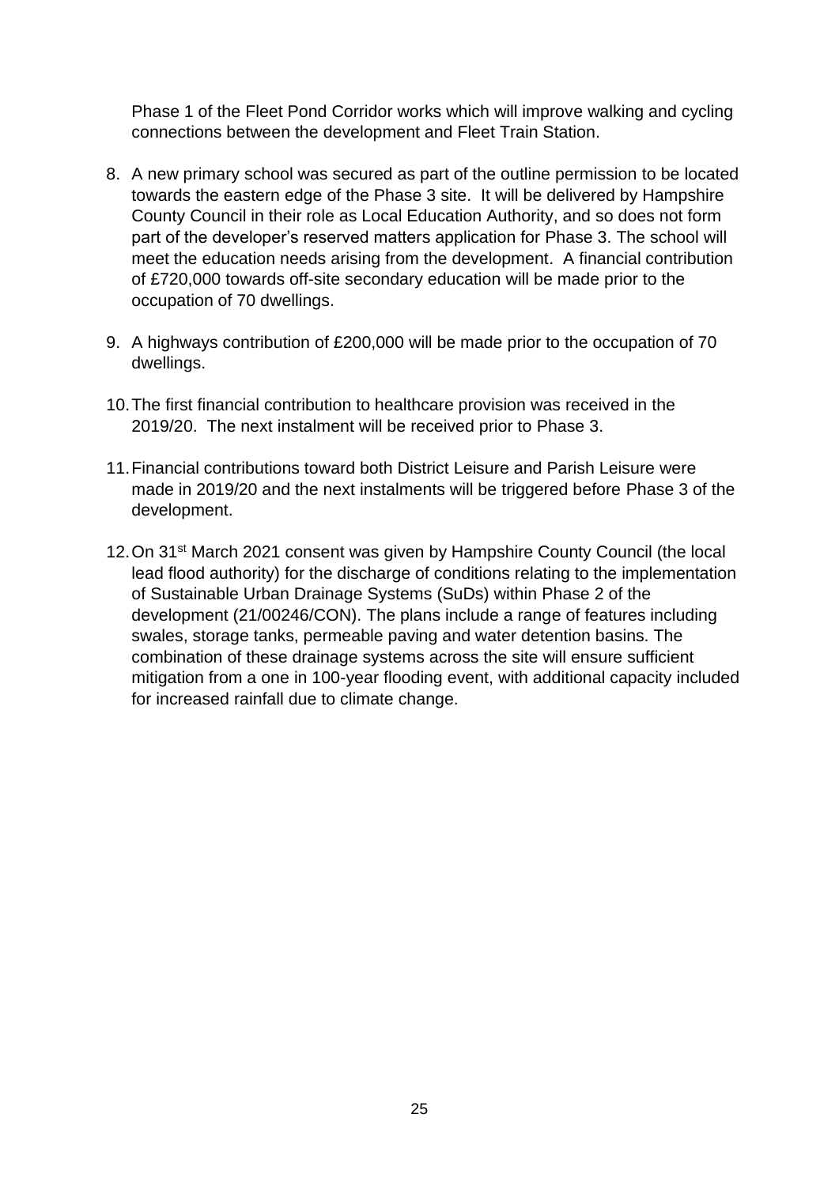Phase 1 of the Fleet Pond Corridor works which will improve walking and cycling connections between the development and Fleet Train Station.

8. A new primary school was secured as part of the outline permission to be located towards the eastern edge of the Phase 3 site. It will be delivered by Hampshire County Council in their role as Local Education Authority, and so does not form part of the developer's reserved matters application for Phase 3. The school will meet the education needs arising from the development. A financial contribution of £720,000 towards off-site secondary education will be made prior to the occupation of 70 dwellings.

9. A highways contribution of £200,000 will be made prior to the occupation of 70 dwellings.

10. The first financial contribution to healthcare provision was received in the 2019/20. The next instalment will be received prior to Phase 3.

11. Financial contributions toward both District Leisure and Parish Leisure were made in 2019/20 and the next instalments will be triggered before Phase 3 of the development.

12. On 31st March 2021 consent was given by Hampshire County Council (the local lead flood authority) for the discharge of conditions relating to the implementation of Sustainable Urban Drainage Systems (SuDs) within Phase 2 of the development (21/00246/CON). The plans include a range of features including swales, storage tanks, permeable paving and water detention basins. The combination of these drainage systems across the site will ensure sufficient mitigation from a one in 100-year flooding event, with additional capacity included for increased rainfall due to climate change.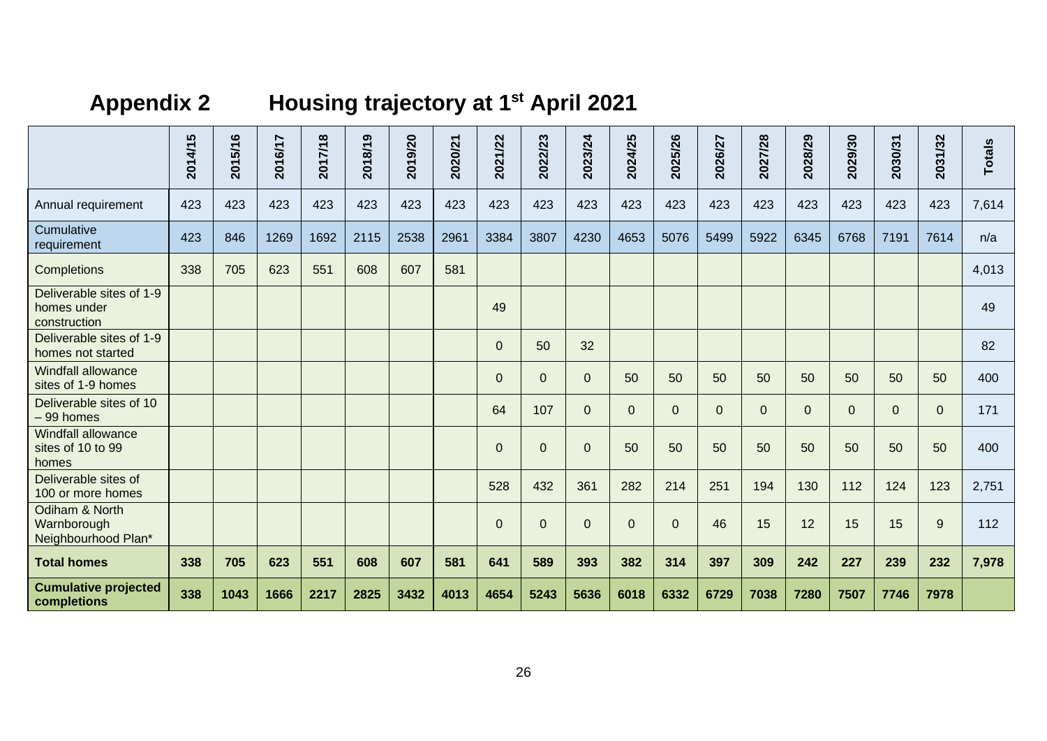# Appendix 2 Housing trajectory at 1st April 2021

| | 2014/15 | 2015/16 | 2016/17 | 2017/18 | 2018/19 | 2019/20 | 2020/21 | 2021/22 | 2022/23 | 2023/24 | 2024/25 | 2025/26 | 2026/27 | 2027/28 | 2028/29 | 2029/30 | 2030/31 | 2031/32 | Totals |
|---|---|---|---|---|---|---|---|---|---|---|---|---|---|---|---|---|---|---|---|
| Annual requirement | 423 | 423 | 423 | 423 | 423 | 423 | 423 | 423 | 423 | 423 | 423 | 423 | 423 | 423 | 423 | 423 | 423 | 423 | 7,614 |
| Cumulative requirement | 423 | 846 | 1269 | 1692 | 2115 | 2538 | 2961 | 3384 | 3807 | 4230 | 4653 | 5076 | 5499 | 5922 | 6345 | 6768 | 7191 | 7614 | n/a |
| Completions | 338 | 705 | 623 | 551 | 608 | 607 | 581 | | | | | | | | | | | | 4,013 |
| Deliverable sites of 1-9 homes under construction | | | | | | | | 49 | | | | | | | | | | | 49 |
| Deliverable sites of 1-9 homes not started | | | | | | | | 0 | 50 | 32 | | | | | | | | | 82 |
| Windfall allowance sites of 1-9 homes | | | | | | | | 0 | 0 | 0 | 50 | 50 | 50 | 50 | 50 | 50 | 50 | 50 | 400 |
| Deliverable sites of 10 – 99 homes | | | | | | | | 64 | 107 | 0 | 0 | 0 | 0 | 0 | 0 | 0 | 0 | 0 | 171 |
| Windfall allowance sites of 10 to 99 homes | | | | | | | | 0 | 0 | 0 | 50 | 50 | 50 | 50 | 50 | 50 | 50 | 50 | 400 |
| Deliverable sites of 100 or more homes | | | | | | | | 528 | 432 | 361 | 282 | 214 | 251 | 194 | 130 | 112 | 124 | 123 | 2,751 |
| Odiham & North Warnborough Neighbourhood Plan* | | | | | | | | 0 | 0 | 0 | 0 | 0 | 46 | 15 | 12 | 15 | 15 | 9 | 112 |
| **Total homes** | **338** | **705** | **623** | **551** | **608** | **607** | **581** | **641** | **589** | **393** | **382** | **314** | **397** | **309** | **242** | **227** | **239** | **232** | **7,978** |
| **Cumulative projected completions** | **338** | **1043** | **1666** | **2217** | **2825** | **3432** | **4013** | **4654** | **5243** | **5636** | **6018** | **6332** | **6729** | **7038** | **7280** | **7507** | **7746** | **7978** | |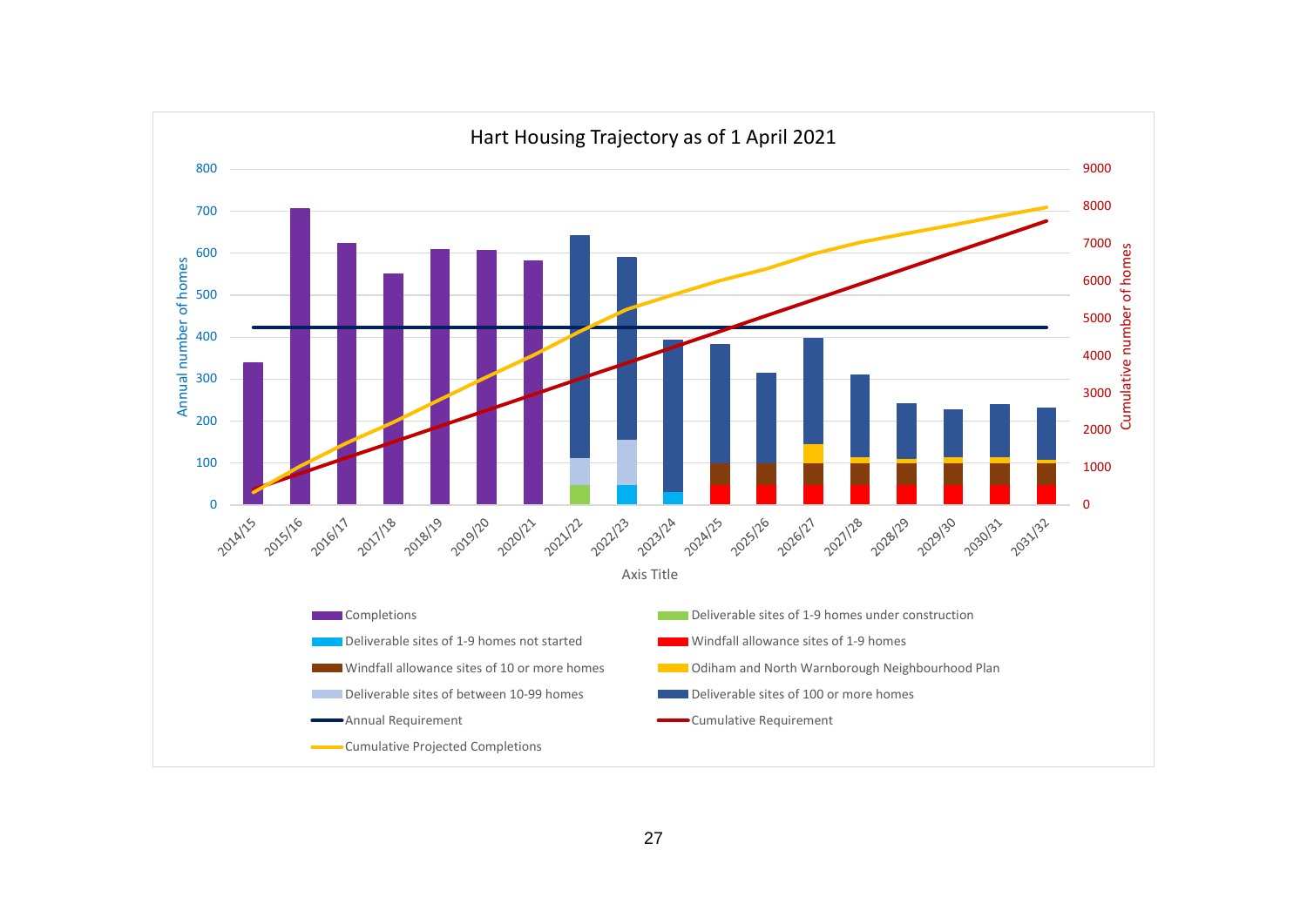Hart Housing Trajectory as of 1 April 2021

Annual number of homes: 0, 100, 200, 300, 400, 500, 600, 700, 800

Cumulative number of homes: 0, 1000, 2000, 3000, 4000, 5000, 6000, 7000, 8000, 9000

2014/15, 2015/16, 2016/17, 2017/18, 2018/19, 2019/20, 2020/21, 2021/22, 2022/23, 2023/24, 2024/25, 2025/26, 2026/27, 2027/28, 2028/29, 2029/30, 2030/31, 2031/32

Axis Title

- Completions
- Deliverable sites of 1-9 homes under construction
- Deliverable sites of 1-9 homes not started
- Windfall allowance sites of 1-9 homes
- Windfall allowance sites of 10 or more homes
- Odiham and North Warnborough Neighbourhood Plan
- Deliverable sites of between 10-99 homes
- Deliverable sites of 100 or more homes
- Annual Requirement
- Cumulative Requirement
- Cumulative Projected Completions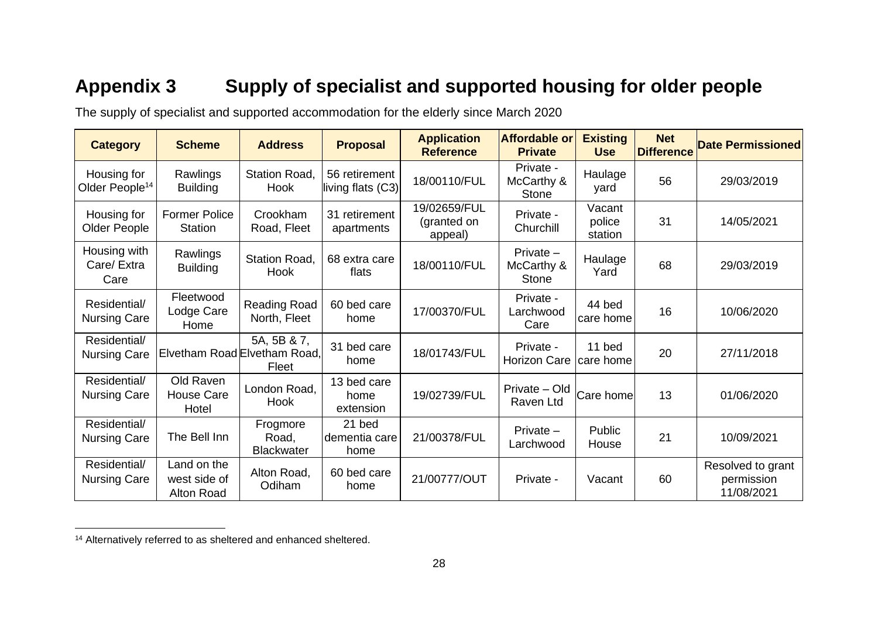# Appendix 3 Supply of specialist and supported housing for older people

The supply of specialist and supported accommodation for the elderly since March 2020

| Category | Scheme | Address | Proposal | Application Reference | Affordable or Private | Existing Use | Net Difference | Date Permissioned |
|---|---|---|---|---|---|---|---|---|
| Housing for Older People[14] | Rawlings Building | Station Road, Hook | 56 retirement living flats (C3) | 18/00110/FUL | Private - McCarthy & Stone | Haulage yard | 56 | 29/03/2019 |
| Housing for Older People | Former Police Station | Crookham Road, Fleet | 31 retirement apartments | 19/02659/FUL (granted on appeal) | Private - Churchill | Vacant police station | 31 | 14/05/2021 |
| Housing with Care/ Extra Care | Rawlings Building | Station Road, Hook | 68 extra care flats | 18/00110/FUL | Private – McCarthy & Stone | Haulage Yard | 68 | 29/03/2019 |
| Residential/ Nursing Care | Fleetwood Lodge Care Home | Reading Road North, Fleet | 60 bed care home | 17/00370/FUL | Private - Larchwood Care | 44 bed care home | 16 | 10/06/2020 |
| Residential/ Nursing Care | Elvetham Road | 5A, 5B & 7, Elvetham Road, Fleet | 31 bed care home | 18/01743/FUL | Private - Horizon Care | 11 bed care home | 20 | 27/11/2018 |
| Residential/ Nursing Care | Old Raven House Care Hotel | London Road, Hook | 13 bed care home extension | 19/02739/FUL | Private – Old Raven Ltd | Care home | 13 | 01/06/2020 |
| Residential/ Nursing Care | The Bell Inn | Frogmore Road, Blackwater | 21 bed dementia care home | 21/00378/FUL | Private – Larchwood | Public House | 21 | 10/09/2021 |
| Residential/ Nursing Care | Land on the west side of Alton Road | Alton Road, Odiham | 60 bed care home | 21/00777/OUT | Private - | Vacant | 60 | Resolved to grant permission 11/08/2021 |

[14] Alternatively referred to as sheltered and enhanced sheltered.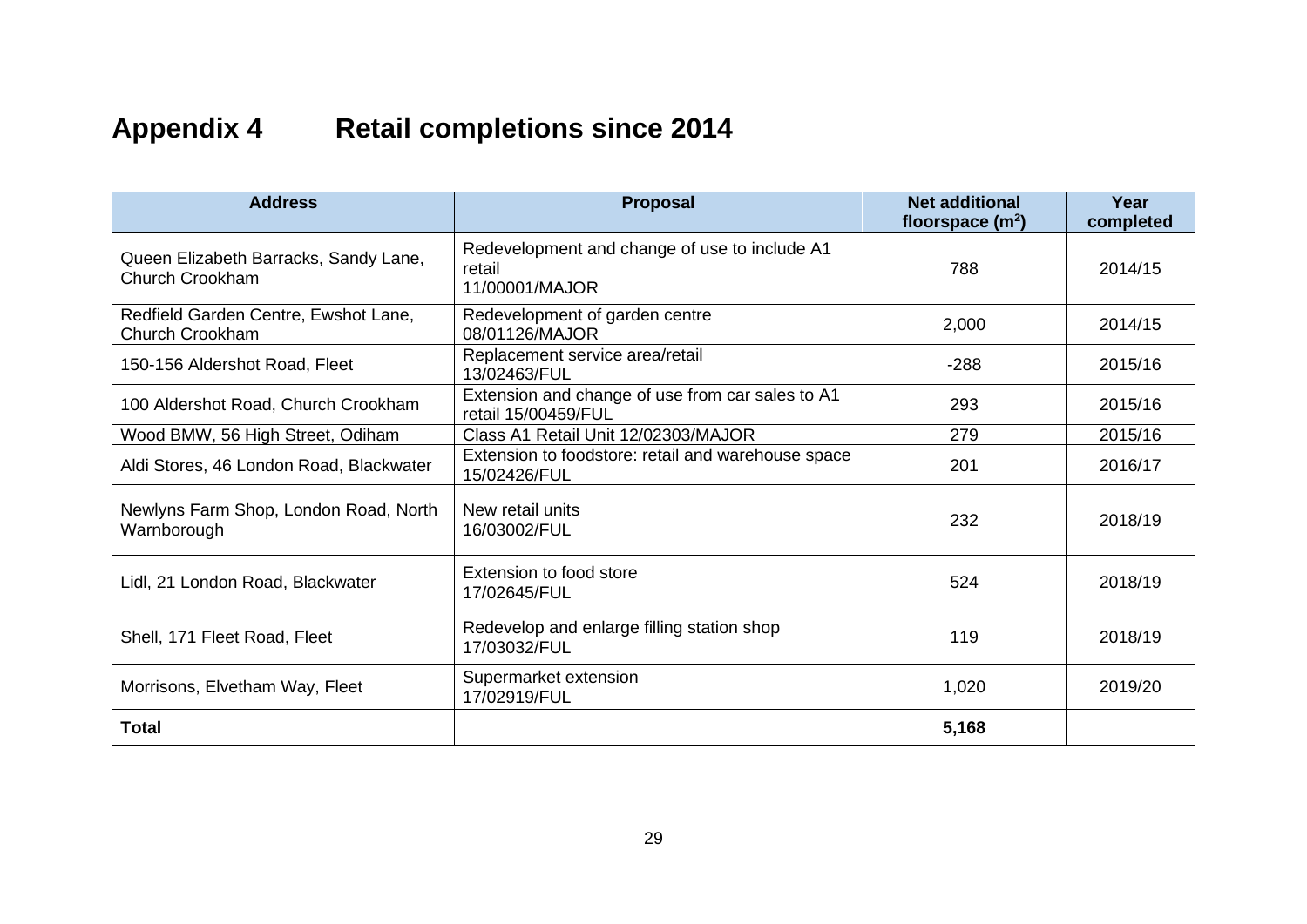# Appendix 4 Retail completions since 2014

| Address | Proposal | Net additional floorspace ($m^2$) | Year completed |
|---|---|---|---|
| Queen Elizabeth Barracks, Sandy Lane, Church Crookham | Redevelopment and change of use to include A1 retail 11/00001/MAJOR | 788 | 2014/15 |
| Redfield Garden Centre, Ewshot Lane, Church Crookham | Redevelopment of garden centre 08/01126/MAJOR | 2,000 | 2014/15 |
| 150-156 Aldershot Road, Fleet | Replacement service area/retail 13/02463/FUL | -288 | 2015/16 |
| 100 Aldershot Road, Church Crookham | Extension and change of use from car sales to A1 retail 15/00459/FUL | 293 | 2015/16 |
| Wood BMW, 56 High Street, Odiham | Class A1 Retail Unit 12/02303/MAJOR | 279 | 2015/16 |
| Aldi Stores, 46 London Road, Blackwater | Extension to foodstore: retail and warehouse space 15/02426/FUL | 201 | 2016/17 |
| Newlyns Farm Shop, London Road, North Warnborough | New retail units 16/03002/FUL | 232 | 2018/19 |
| Lidl, 21 London Road, Blackwater | Extension to food store 17/02645/FUL | 524 | 2018/19 |
| Shell, 171 Fleet Road, Fleet | Redevelop and enlarge filling station shop 17/03032/FUL | 119 | 2018/19 |
| Morrisons, Elvetham Way, Fleet | Supermarket extension 17/02919/FUL | 1,020 | 2019/20 |
| **Total** | | **5,168** | |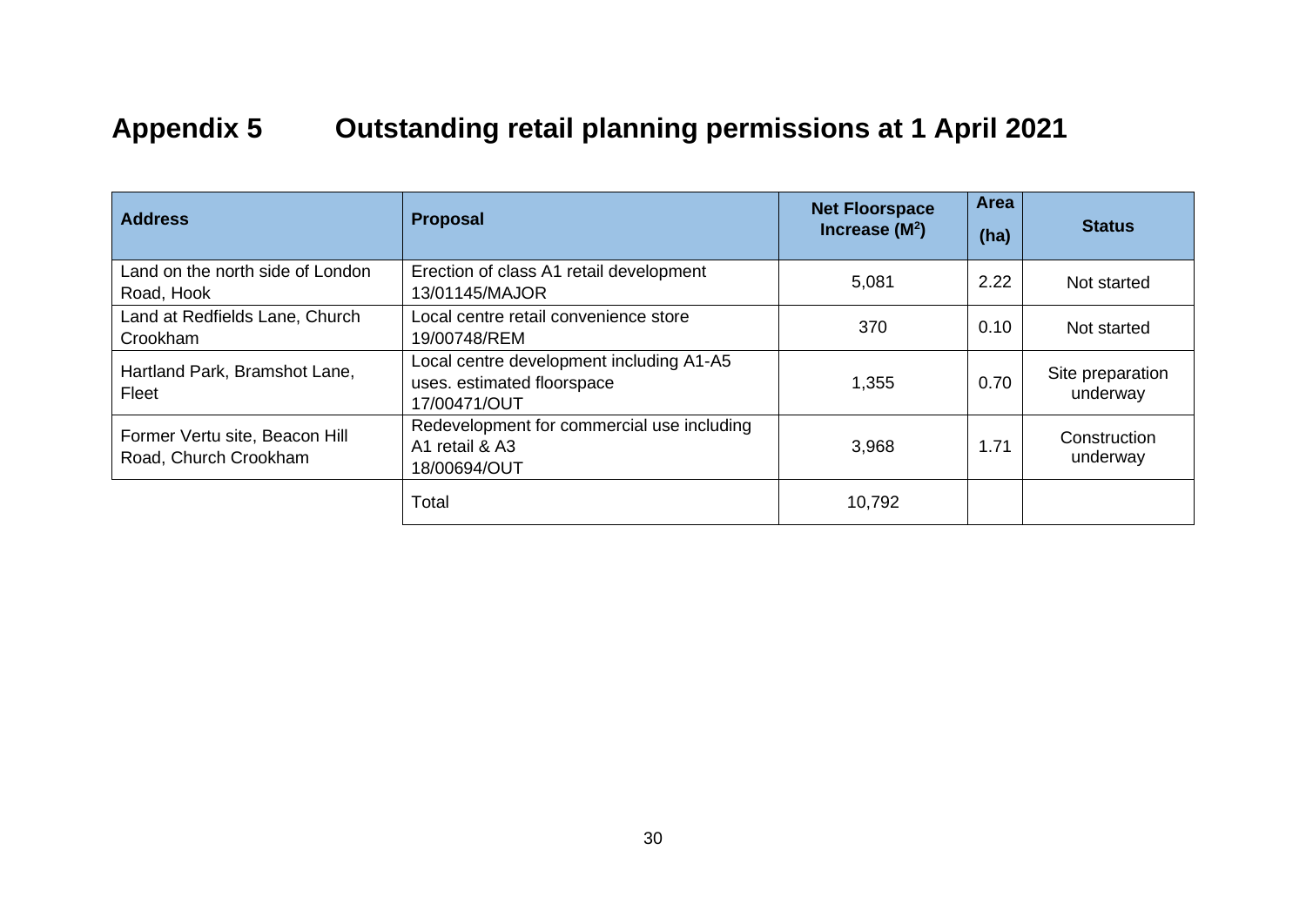# Appendix 5 Outstanding retail planning permissions at 1 April 2021

| Address | Proposal | Net Floorspace Increase ($M^2$) | Area (ha) | Status |
|---|---|---|---|---|
| Land on the north side of London Road, Hook | Erection of class A1 retail development 13/01145/MAJOR | 5,081 | 2.22 | Not started |
| Land at Redfields Lane, Church Crookham | Local centre retail convenience store 19/00748/REM | 370 | 0.10 | Not started |
| Hartland Park, Bramshot Lane, Fleet | Local centre development including A1-A5 uses. estimated floorspace 17/00471/OUT | 1,355 | 0.70 | Site preparation underway |
| Former Vertu site, Beacon Hill Road, Church Crookham | Redevelopment for commercial use including A1 retail & A3 18/00694/OUT | 3,968 | 1.71 | Construction underway |
| | Total | 10,792 | | |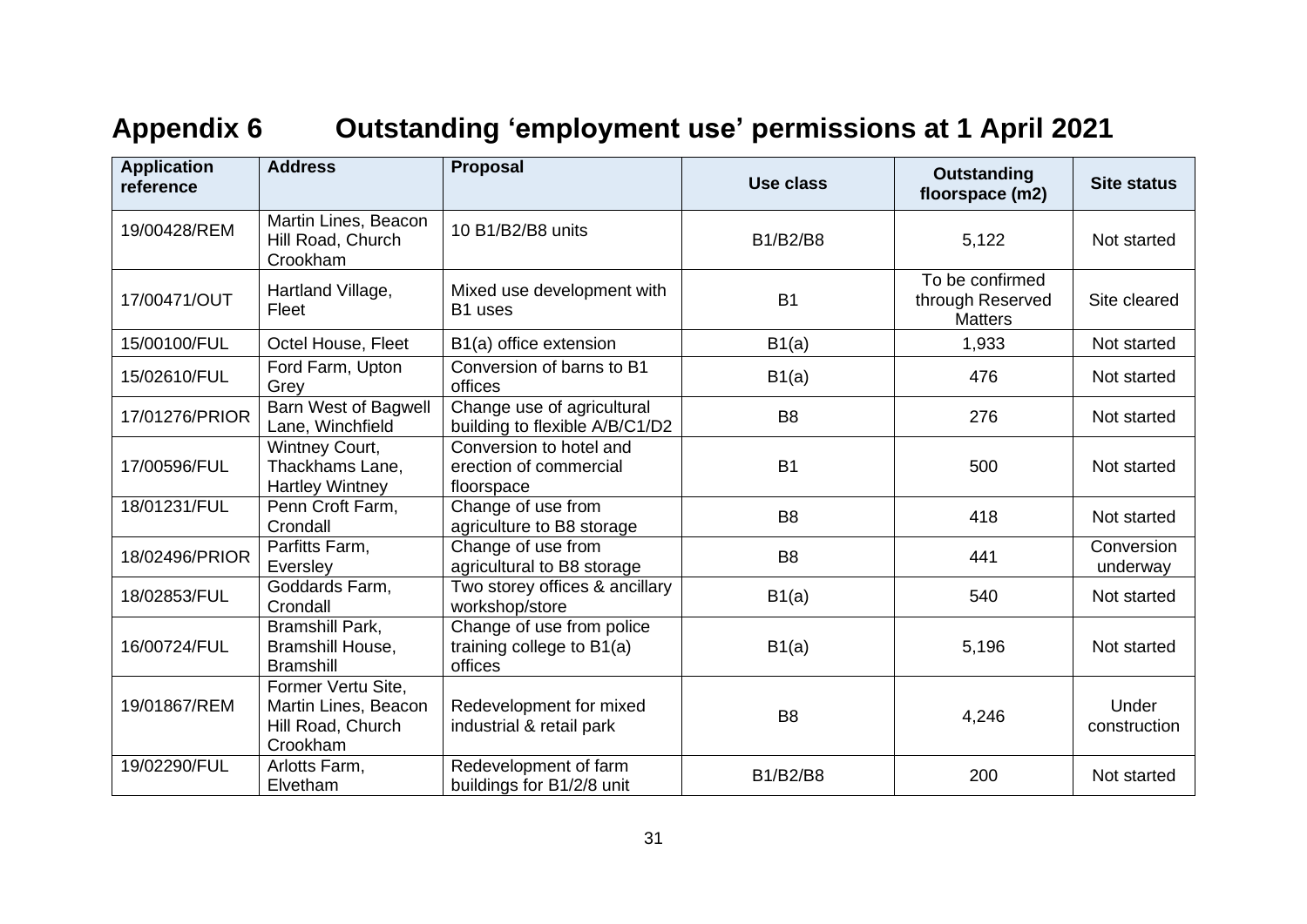# Appendix 6 Outstanding 'employment use' permissions at 1 April 2021

| Application reference | Address | Proposal | Use class | Outstanding floorspace (m2) | Site status |
|---|---|---|---|---|---|
| 19/00428/REM | Martin Lines, Beacon Hill Road, Church Crookham | 10 B1/B2/B8 units | B1/B2/B8 | 5,122 | Not started |
| 17/00471/OUT | Hartland Village, Fleet | Mixed use development with B1 uses | B1 | To be confirmed through Reserved Matters | Site cleared |
| 15/00100/FUL | Octel House, Fleet | B1(a) office extension | B1(a) | 1,933 | Not started |
| 15/02610/FUL | Ford Farm, Upton Grey | Conversion of barns to B1 offices | B1(a) | 476 | Not started |
| 17/01276/PRIOR | Barn West of Bagwell Lane, Winchfield | Change use of agricultural building to flexible A/B/C1/D2 | B8 | 276 | Not started |
| 17/00596/FUL | Wintney Court, Thackhams Lane, Hartley Wintney | Conversion to hotel and erection of commercial floorspace | B1 | 500 | Not started |
| 18/01231/FUL | Penn Croft Farm, Crondall | Change of use from agriculture to B8 storage | B8 | 418 | Not started |
| 18/02496/PRIOR | Parfitts Farm, Eversley | Change of use from agricultural to B8 storage | B8 | 441 | Conversion underway |
| 18/02853/FUL | Goddards Farm, Crondall | Two storey offices & ancillary workshop/store | B1(a) | 540 | Not started |
| 16/00724/FUL | Bramshill Park, Bramshill House, Bramshill | Change of use from police training college to B1(a) offices | B1(a) | 5,196 | Not started |
| 19/01867/REM | Former Vertu Site, Martin Lines, Beacon Hill Road, Church Crookham | Redevelopment for mixed industrial & retail park | B8 | 4,246 | Under construction |
| 19/02290/FUL | Arlotts Farm, Elvetham | Redevelopment of farm buildings for B1/2/8 unit | B1/B2/B8 | 200 | Not started |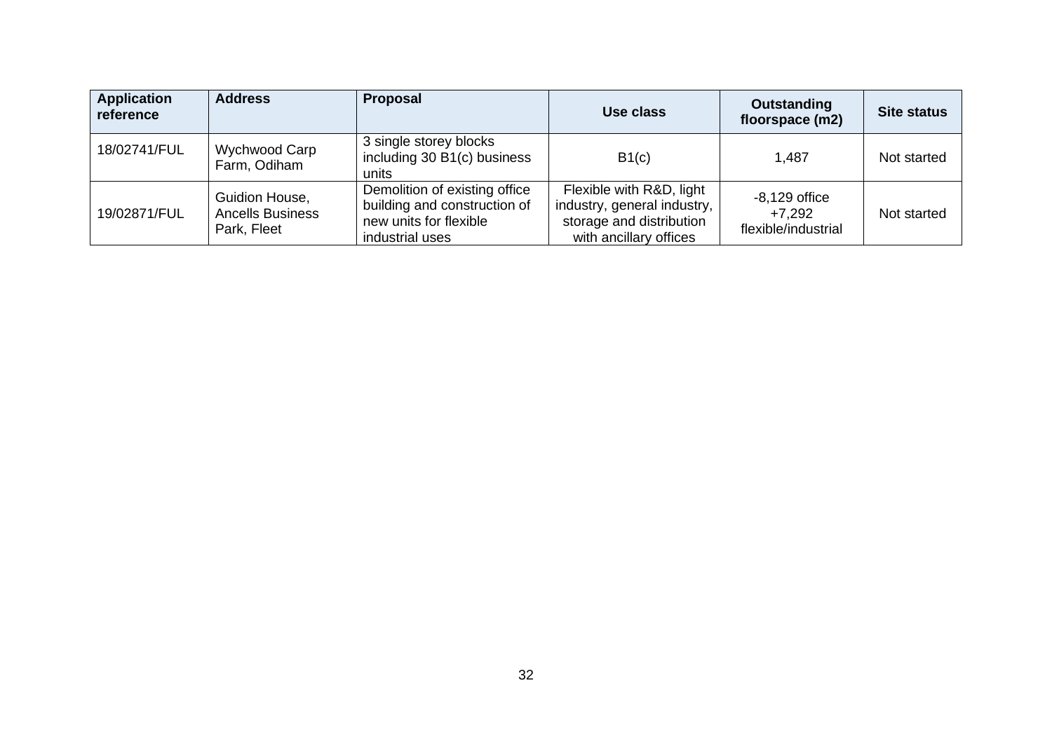| Application reference | Address | Proposal | Use class | Outstanding floorspace (m2) | Site status |
|---|---|---|---|---|---|
| 18/02741/FUL | Wychwood Carp Farm, Odiham | 3 single storey blocks including 30 B1(c) business units | B1(c) | 1,487 | Not started |
| 19/02871/FUL | Guidion House, Ancells Business Park, Fleet | Demolition of existing office building and construction of new units for flexible industrial uses | Flexible with R&D, light industry, general industry, storage and distribution with ancillary offices | -8,129 office +7,292 flexible/industrial | Not started |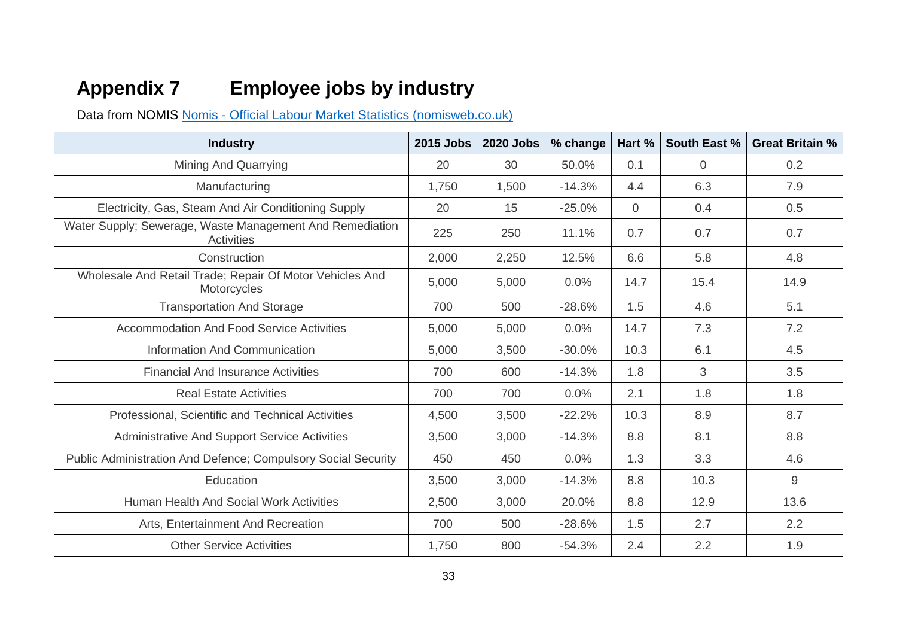# Appendix 7 Employee jobs by industry

Data from NOMIS [Nomis - Official Labour Market Statistics (nomisweb.co.uk)](https://www.nomisweb.co.uk)

| Industry | 2015 Jobs | 2020 Jobs | % change | Hart % | South East % | Great Britain % |
|---|---|---|---|---|---|---|
| Mining And Quarrying | 20 | 30 | 50.0% | 0.1 | 0 | 0.2 |
| Manufacturing | 1,750 | 1,500 | -14.3% | 4.4 | 6.3 | 7.9 |
| Electricity, Gas, Steam And Air Conditioning Supply | 20 | 15 | -25.0% | 0 | 0.4 | 0.5 |
| Water Supply; Sewerage, Waste Management And Remediation Activities | 225 | 250 | 11.1% | 0.7 | 0.7 | 0.7 |
| Construction | 2,000 | 2,250 | 12.5% | 6.6 | 5.8 | 4.8 |
| Wholesale And Retail Trade; Repair Of Motor Vehicles And Motorcycles | 5,000 | 5,000 | 0.0% | 14.7 | 15.4 | 14.9 |
| Transportation And Storage | 700 | 500 | -28.6% | 1.5 | 4.6 | 5.1 |
| Accommodation And Food Service Activities | 5,000 | 5,000 | 0.0% | 14.7 | 7.3 | 7.2 |
| Information And Communication | 5,000 | 3,500 | -30.0% | 10.3 | 6.1 | 4.5 |
| Financial And Insurance Activities | 700 | 600 | -14.3% | 1.8 | 3 | 3.5 |
| Real Estate Activities | 700 | 700 | 0.0% | 2.1 | 1.8 | 1.8 |
| Professional, Scientific and Technical Activities | 4,500 | 3,500 | -22.2% | 10.3 | 8.9 | 8.7 |
| Administrative And Support Service Activities | 3,500 | 3,000 | -14.3% | 8.8 | 8.1 | 8.8 |
| Public Administration And Defence; Compulsory Social Security | 450 | 450 | 0.0% | 1.3 | 3.3 | 4.6 |
| Education | 3,500 | 3,000 | -14.3% | 8.8 | 10.3 | 9 |
| Human Health And Social Work Activities | 2,500 | 3,000 | 20.0% | 8.8 | 12.9 | 13.6 |
| Arts, Entertainment And Recreation | 700 | 500 | -28.6% | 1.5 | 2.7 | 2.2 |
| Other Service Activities | 1,750 | 800 | -54.3% | 2.4 | 2.2 | 1.9 |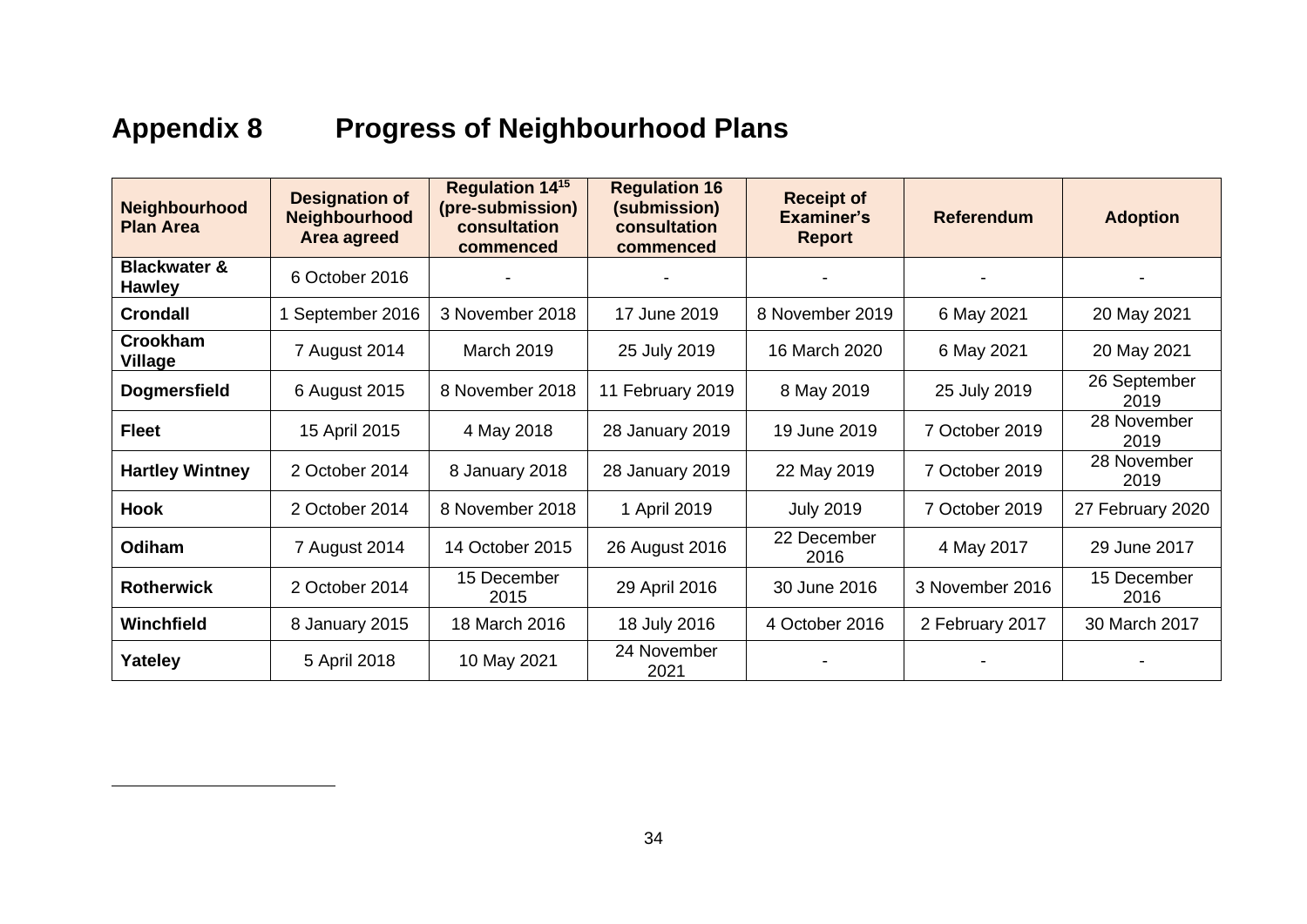# Appendix 8 Progress of Neighbourhood Plans

| Neighbourhood Plan Area | Designation of Neighbourhood Area agreed | Regulation 14[15] (pre-submission) consultation commenced | Regulation 16 (submission) consultation commenced | Receipt of Examiner's Report | Referendum | Adoption |
|---|---|---|---|---|---|---|
| **Blackwater & Hawley** | 6 October 2016 | - | - | - | - | - |
| **Crondall** | 1 September 2016 | 3 November 2018 | 17 June 2019 | 8 November 2019 | 6 May 2021 | 20 May 2021 |
| **Crookham Village** | 7 August 2014 | March 2019 | 25 July 2019 | 16 March 2020 | 6 May 2021 | 20 May 2021 |
| **Dogmersfield** | 6 August 2015 | 8 November 2018 | 11 February 2019 | 8 May 2019 | 25 July 2019 | 26 September 2019 |
| **Fleet** | 15 April 2015 | 4 May 2018 | 28 January 2019 | 19 June 2019 | 7 October 2019 | 28 November 2019 |
| **Hartley Wintney** | 2 October 2014 | 8 January 2018 | 28 January 2019 | 22 May 2019 | 7 October 2019 | 28 November 2019 |
| **Hook** | 2 October 2014 | 8 November 2018 | 1 April 2019 | July 2019 | 7 October 2019 | 27 February 2020 |
| **Odiham** | 7 August 2014 | 14 October 2015 | 26 August 2016 | 22 December 2016 | 4 May 2017 | 29 June 2017 |
| **Rotherwick** | 2 October 2014 | 15 December 2015 | 29 April 2016 | 30 June 2016 | 3 November 2016 | 15 December 2016 |
| **Winchfield** | 8 January 2015 | 18 March 2016 | 18 July 2016 | 4 October 2016 | 2 February 2017 | 30 March 2017 |
| **Yateley** | 5 April 2018 | 10 May 2021 | 24 November 2021 | - | - | - |